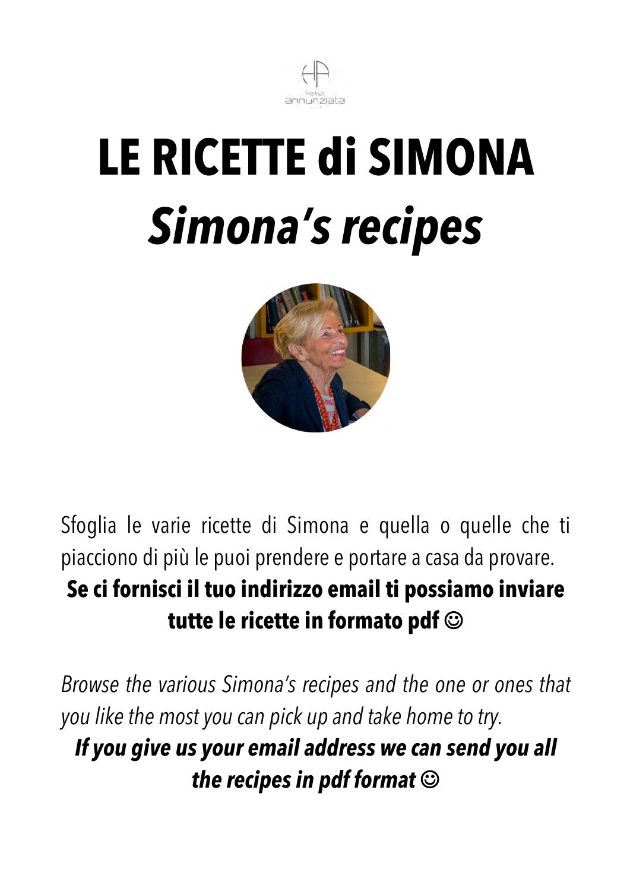hotel annunziata

# LE RICETTE di SIMONA

# *Simona's recipes*

Sfoglia le varie ricette di Simona e quella o quelle che ti piacciono di più le puoi prendere e portare a casa da provare.
**Se ci fornisci il tuo indirizzo email ti possiamo inviare tutte le ricette in formato pdf ☺**

*Browse the various Simona's recipes and the one or ones that you like the most you can pick up and take home to try.*
***If you give us your email address we can send you all the recipes in pdf format ☺***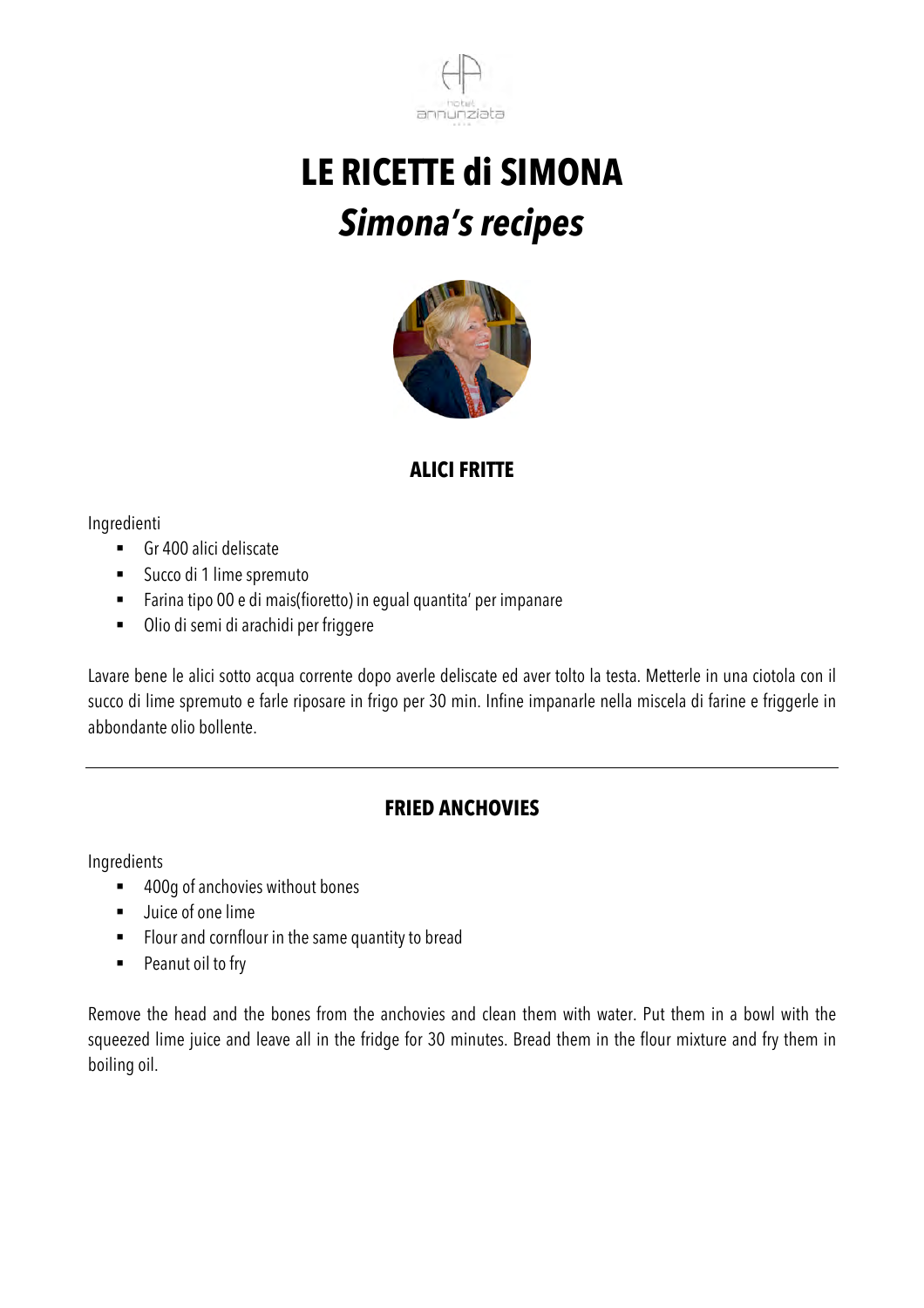# LE RICETTE di SIMONA
## *Simona's recipes*

### ALICI FRITTE

Ingredienti

- Gr 400 alici deliscate
- Succo di 1 lime spremuto
- Farina tipo 00 e di mais(fioretto) in egual quantita' per impanare
- Olio di semi di arachidi per friggere

Lavare bene le alici sotto acqua corrente dopo averle deliscate ed aver tolto la testa. Metterle in una ciotola con il succo di lime spremuto e farle riposare in frigo per 30 min. Infine impanarle nella miscela di farine e friggerle in abbondante olio bollente.

---

### FRIED ANCHOVIES

Ingredients

- 400g of anchovies without bones
- Juice of one lime
- Flour and cornflour in the same quantity to bread
- Peanut oil to fry

Remove the head and the bones from the anchovies and clean them with water. Put them in a bowl with the squeezed lime juice and leave all in the fridge for 30 minutes. Bread them in the flour mixture and fry them in boiling oil.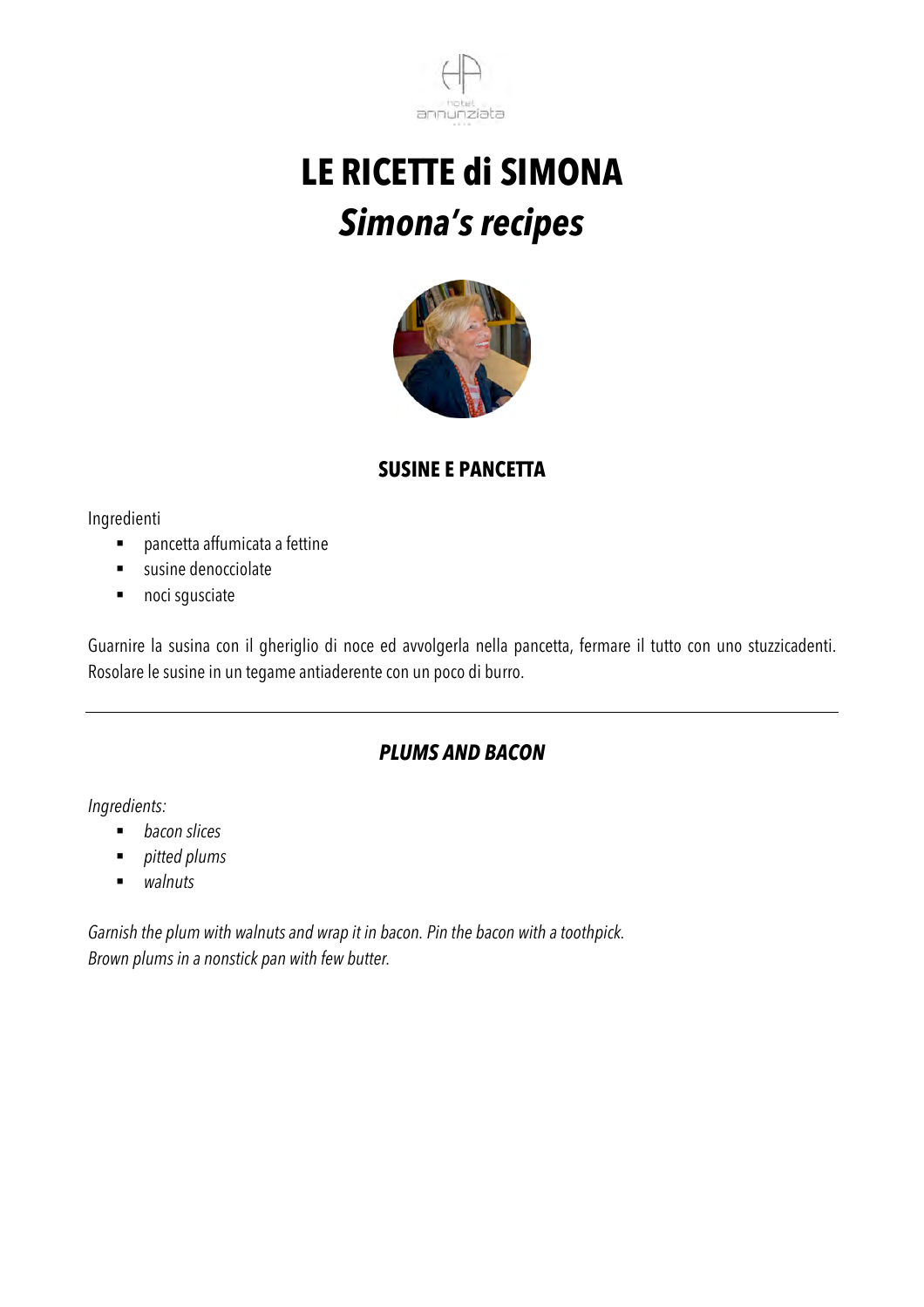# LE RICETTE di SIMONA
## *Simona's recipes*

### SUSINE E PANCETTA

Ingredienti

- pancetta affumicata a fettine
- susine denocciolate
- noci sgusciate

Guarnire la susina con il gheriglio di noce ed avvolgerla nella pancetta, fermare il tutto con uno stuzzicadenti. Rosolare le susine in un tegame antiaderente con un poco di burro.

---

### *PLUMS AND BACON*

*Ingredients:*

- *bacon slices*
- *pitted plums*
- *walnuts*

*Garnish the plum with walnuts and wrap it in bacon. Pin the bacon with a toothpick.*
*Brown plums in a nonstick pan with few butter.*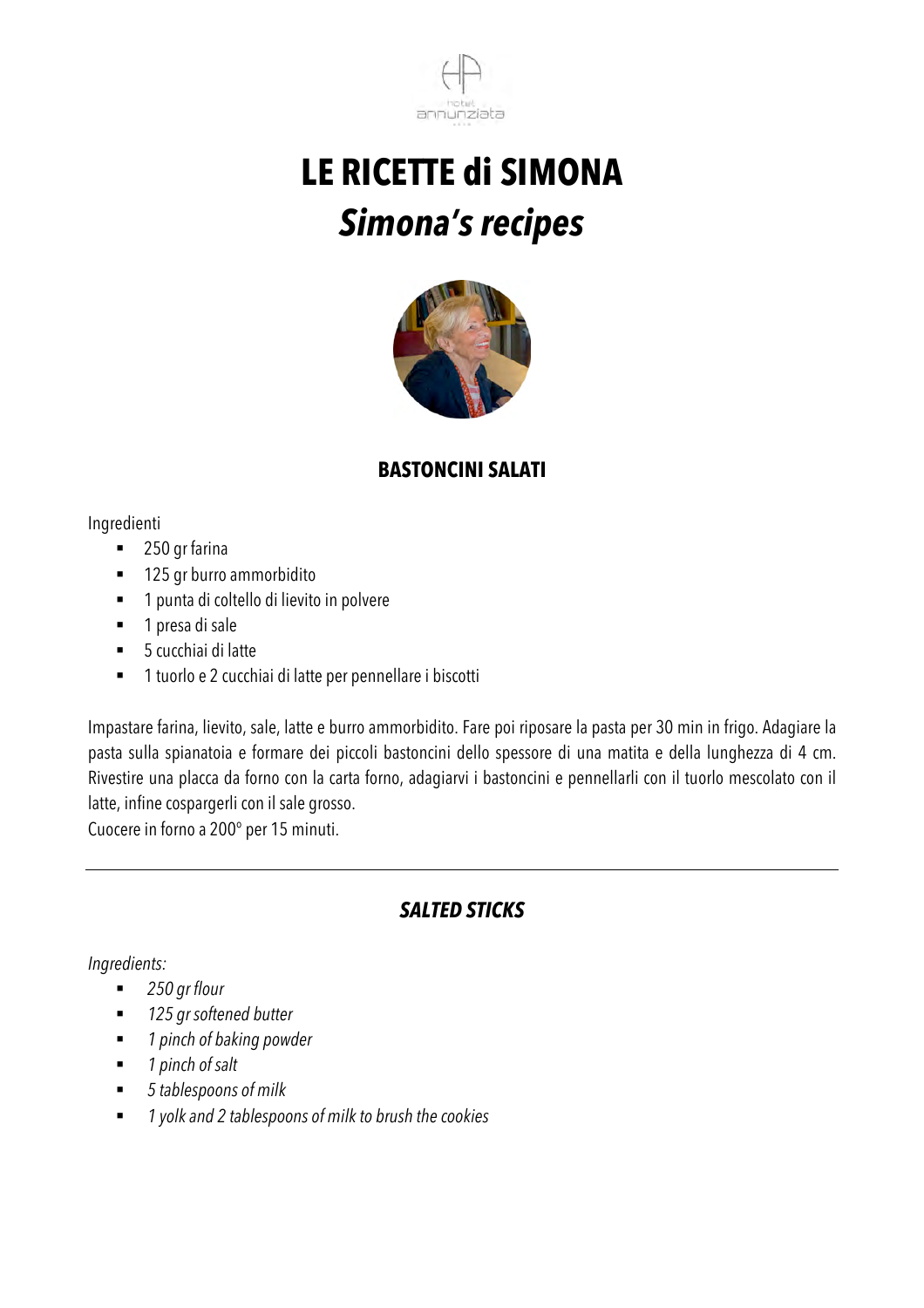# LE RICETTE di SIMONA
## *Simona's recipes*

### BASTONCINI SALATI

Ingredienti

- 250 gr farina
- 125 gr burro ammorbidito
- 1 punta di coltello di lievito in polvere
- 1 presa di sale
- 5 cucchiai di latte
- 1 tuorlo e 2 cucchiai di latte per pennellare i biscotti

Impastare farina, lievito, sale, latte e burro ammorbidito. Fare poi riposare la pasta per 30 min in frigo. Adagiare la pasta sulla spianatoia e formare dei piccoli bastoncini dello spessore di una matita e della lunghezza di 4 cm. Rivestire una placca da forno con la carta forno, adagiarvi i bastoncini e pennellarli con il tuorlo mescolato con il latte, infine cospargerli con il sale grosso.
Cuocere in forno a 200° per 15 minuti.

---

### *SALTED STICKS*

*Ingredients:*

- *250 gr flour*
- *125 gr softened butter*
- *1 pinch of baking powder*
- *1 pinch of salt*
- *5 tablespoons of milk*
- *1 yolk and 2 tablespoons of milk to brush the cookies*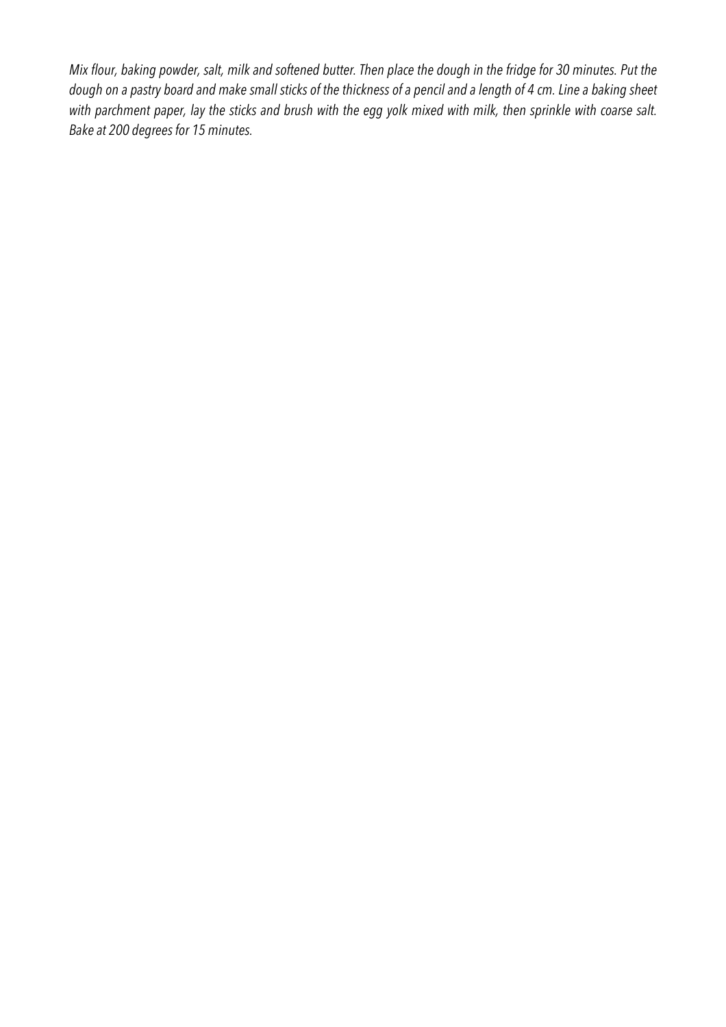*Mix flour, baking powder, salt, milk and softened butter. Then place the dough in the fridge for 30 minutes. Put the dough on a pastry board and make small sticks of the thickness of a pencil and a length of 4 cm. Line a baking sheet with parchment paper, lay the sticks and brush with the egg yolk mixed with milk, then sprinkle with coarse salt. Bake at 200 degrees for 15 minutes.*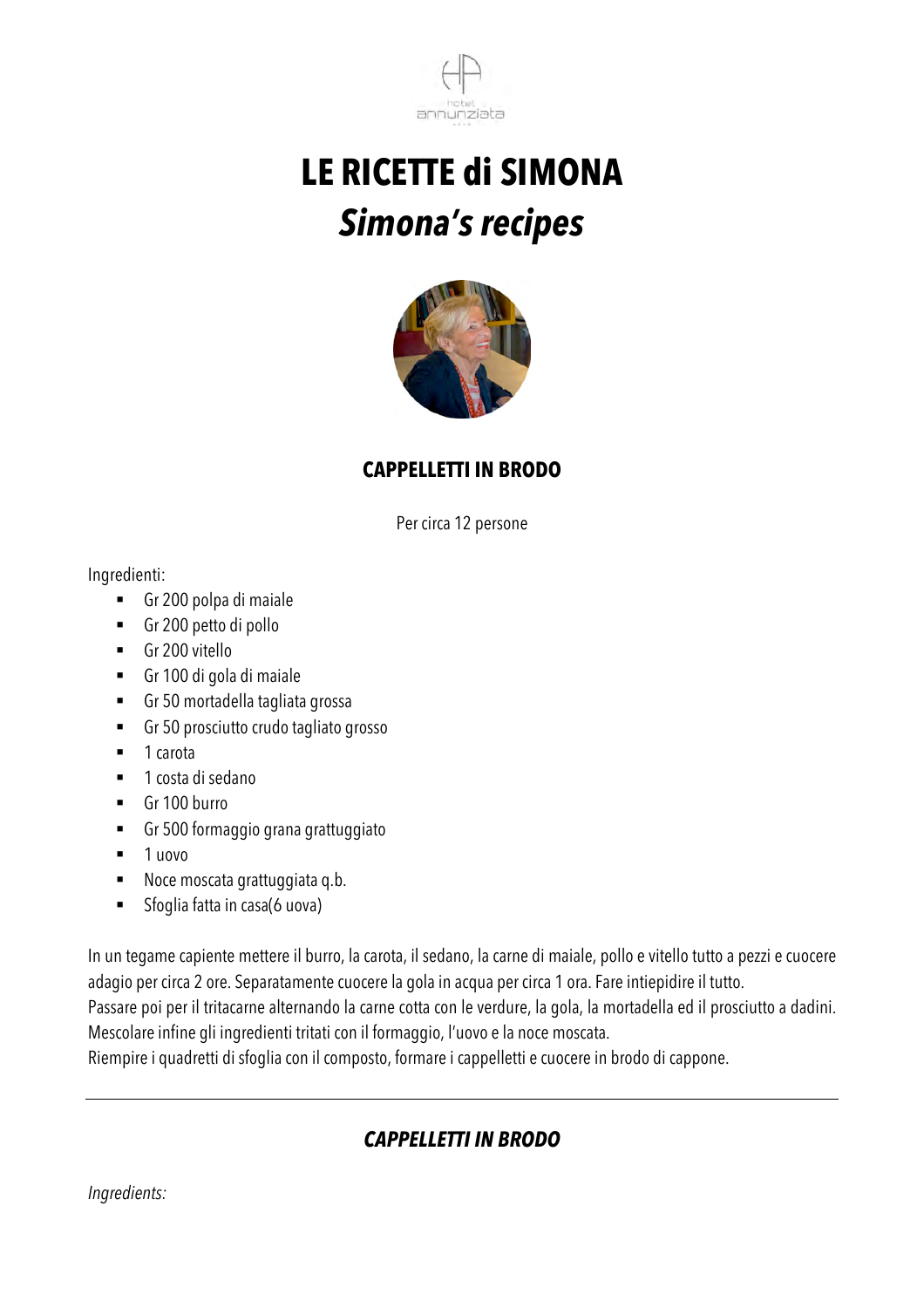# LE RICETTE di SIMONA

# *Simona's recipes*

## CAPPELLETTI IN BRODO

Per circa 12 persone

Ingredienti:

- Gr 200 polpa di maiale
- Gr 200 petto di pollo
- Gr 200 vitello
- Gr 100 di gola di maiale
- Gr 50 mortadella tagliata grossa
- Gr 50 prosciutto crudo tagliato grosso
- 1 carota
- 1 costa di sedano
- Gr 100 burro
- Gr 500 formaggio grana grattuggiato
- 1 uovo
- Noce moscata grattuggiata q.b.
- Sfoglia fatta in casa(6 uova)

In un tegame capiente mettere il burro, la carota, il sedano, la carne di maiale, pollo e vitello tutto a pezzi e cuocere adagio per circa 2 ore. Separatamente cuocere la gola in acqua per circa 1 ora. Fare intiepidire il tutto.
Passare poi per il tritacarne alternando la carne cotta con le verdure, la gola, la mortadella ed il prosciutto a dadini.
Mescolare infine gli ingredienti tritati con il formaggio, l'uovo e la noce moscata.
Riempire i quadretti di sfoglia con il composto, formare i cappelletti e cuocere in brodo di cappone.

---

## *CAPPELLETTI IN BRODO*

*Ingredients:*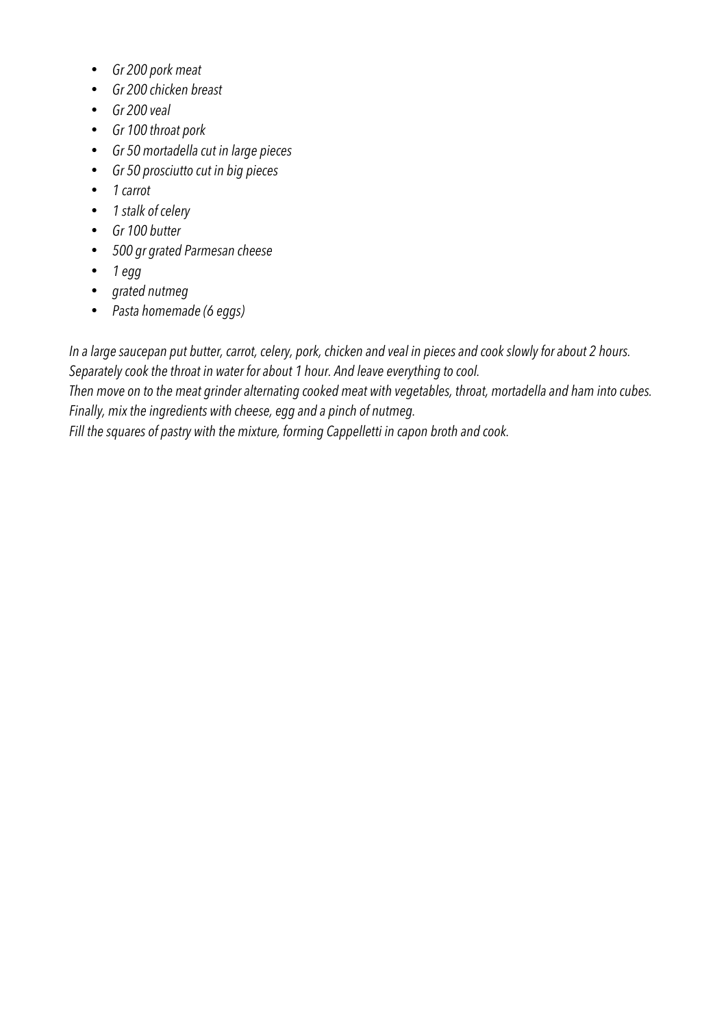- *Gr 200 pork meat*
- *Gr 200 chicken breast*
- *Gr 200 veal*
- *Gr 100 throat pork*
- *Gr 50 mortadella cut in large pieces*
- *Gr 50 prosciutto cut in big pieces*
- *1 carrot*
- *1 stalk of celery*
- *Gr 100 butter*
- *500 gr grated Parmesan cheese*
- *1 egg*
- *grated nutmeg*
- *Pasta homemade (6 eggs)*

*In a large saucepan put butter, carrot, celery, pork, chicken and veal in pieces and cook slowly for about 2 hours. Separately cook the throat in water for about 1 hour. And leave everything to cool.*
*Then move on to the meat grinder alternating cooked meat with vegetables, throat, mortadella and ham into cubes.*
*Finally, mix the ingredients with cheese, egg and a pinch of nutmeg.*
*Fill the squares of pastry with the mixture, forming Cappelletti in capon broth and cook.*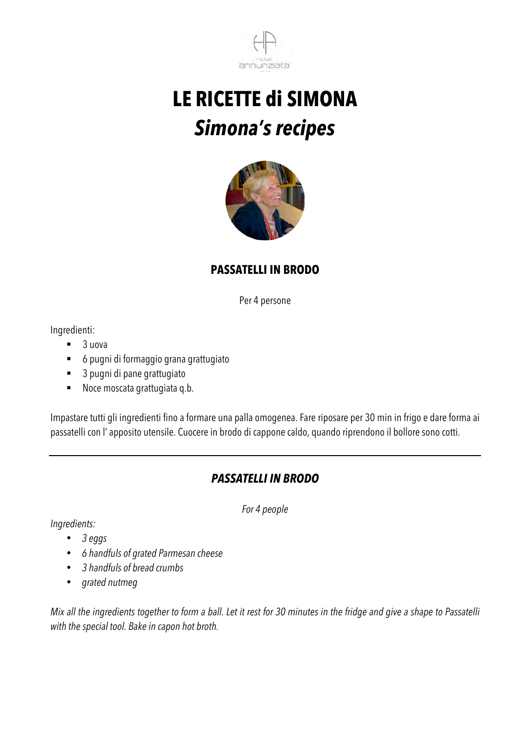# LE RICETTE di SIMONA
# *Simona's recipes*

## PASSATELLI IN BRODO

Per 4 persone

Ingredienti:

- 3 uova
- 6 pugni di formaggio grana grattugiato
- 3 pugni di pane grattugiato
- Noce moscata grattugiata q.b.

Impastare tutti gli ingredienti fino a formare una palla omogenea. Fare riposare per 30 min in frigo e dare forma ai passatelli con l' apposito utensile. Cuocere in brodo di cappone caldo, quando riprendono il bollore sono cotti.

---

## *PASSATELLI IN BRODO*

*For 4 people*

*Ingredients:*

- *3 eggs*
- *6 handfuls of grated Parmesan cheese*
- *3 handfuls of bread crumbs*
- *grated nutmeg*

*Mix all the ingredients together to form a ball. Let it rest for 30 minutes in the fridge and give a shape to Passatelli with the special tool. Bake in capon hot broth.*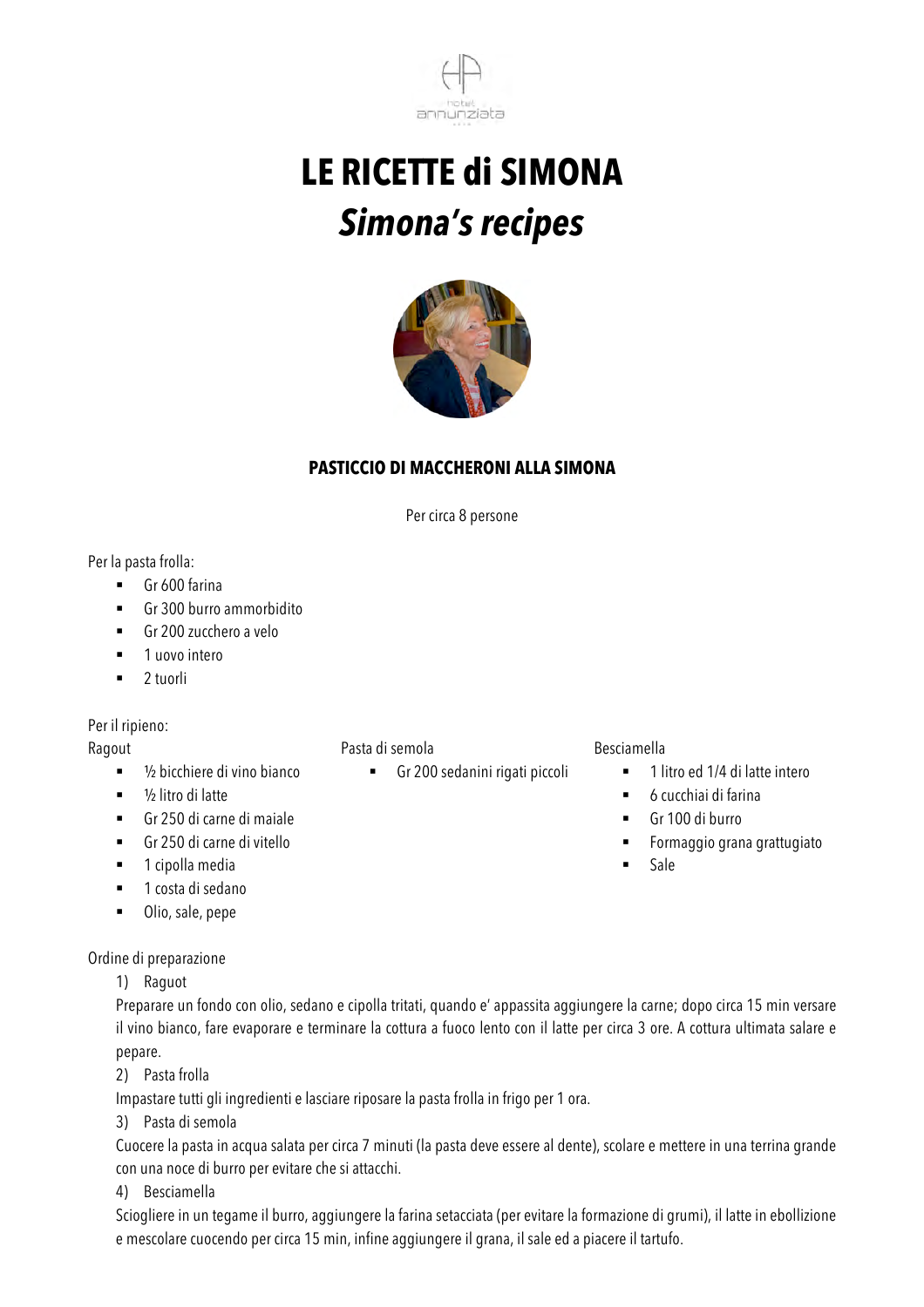# LE RICETTE di SIMONA
## *Simona's recipes*

### PASTICCIO DI MACCHERONI ALLA SIMONA

Per circa 8 persone

Per la pasta frolla:

- Gr 600 farina
- Gr 300 burro ammorbidito
- Gr 200 zucchero a velo
- 1 uovo intero
- 2 tuorli

Per il ripieno:

Ragout

- ½ bicchiere di vino bianco
- ½ litro di latte
- Gr 250 di carne di maiale
- Gr 250 di carne di vitello
- 1 cipolla media
- 1 costa di sedano
- Olio, sale, pepe

Pasta di semola

- Gr 200 sedanini rigati piccoli

Besciamella

- 1 litro ed 1/4 di latte intero
- 6 cucchiai di farina
- Gr 100 di burro
- Formaggio grana grattugiato
- Sale

Ordine di preparazione

1) Raguot

Preparare un fondo con olio, sedano e cipolla tritati, quando e' appassita aggiungere la carne; dopo circa 15 min versare il vino bianco, fare evaporare e terminare la cottura a fuoco lento con il latte per circa 3 ore. A cottura ultimata salare e pepare.

2) Pasta frolla

Impastare tutti gli ingredienti e lasciare riposare la pasta frolla in frigo per 1 ora.

3) Pasta di semola

Cuocere la pasta in acqua salata per circa 7 minuti (la pasta deve essere al dente), scolare e mettere in una terrina grande con una noce di burro per evitare che si attacchi.

4) Besciamella

Sciogliere in un tegame il burro, aggiungere la farina setacciata (per evitare la formazione di grumi), il latte in ebollizione e mescolare cuocendo per circa 15 min, infine aggiungere il grana, il sale ed a piacere il tartufo.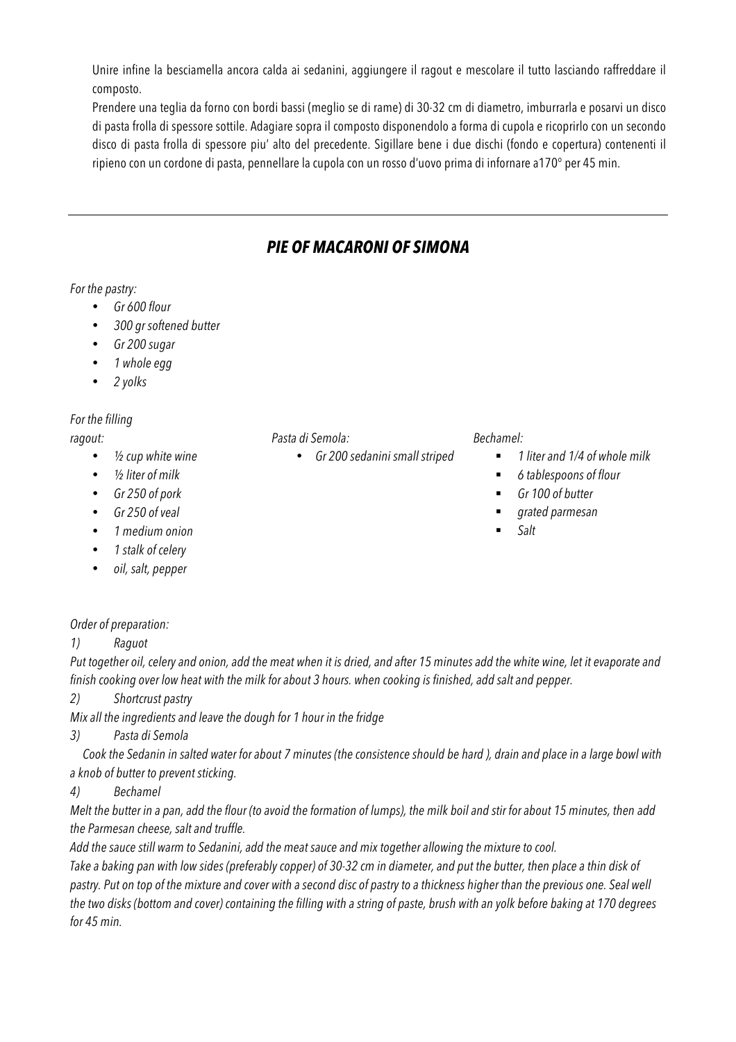Unire infine la besciamella ancora calda ai sedanini, aggiungere il ragout e mescolare il tutto lasciando raffreddare il composto.

Prendere una teglia da forno con bordi bassi (meglio se di rame) di 30-32 cm di diametro, imburrarla e posarvi un disco di pasta frolla di spessore sottile. Adagiare sopra il composto disponendolo a forma di cupola e ricoprirlo con un secondo disco di pasta frolla di spessore piu' alto del precedente. Sigillare bene i due dischi (fondo e copertura) contenenti il ripieno con un cordone di pasta, pennellare la cupola con un rosso d'uovo prima di infornare a170° per 45 min.

---

## *PIE OF MACARONI OF SIMONA*

*For the pastry:*

- *Gr 600 flour*
- *300 gr softened butter*
- *Gr 200 sugar*
- *1 whole egg*
- *2 yolks*

*For the filling*

*ragout:*

- *½ cup white wine*
- *½ liter of milk*
- *Gr 250 of pork*
- *Gr 250 of veal*
- *1 medium onion*
- *1 stalk of celery*
- *oil, salt, pepper*

*Pasta di Semola:*

- *Gr 200 sedanini small striped*

*Bechamel:*

- *1 liter and 1/4 of whole milk*
- *6 tablespoons of flour*
- *Gr 100 of butter*
- *grated parmesan*
- *Salt*

*Order of preparation:*

*1) Raguot*

*Put together oil, celery and onion, add the meat when it is dried, and after 15 minutes add the white wine, let it evaporate and finish cooking over low heat with the milk for about 3 hours. when cooking is finished, add salt and pepper.*

*2) Shortcrust pastry*

*Mix all the ingredients and leave the dough for 1 hour in the fridge*

*3) Pasta di Semola*

*Cook the Sedanin in salted water for about 7 minutes (the consistence should be hard ), drain and place in a large bowl with a knob of butter to prevent sticking.*

*4) Bechamel*

*Melt the butter in a pan, add the flour (to avoid the formation of lumps), the milk boil and stir for about 15 minutes, then add the Parmesan cheese, salt and truffle.*

*Add the sauce still warm to Sedanini, add the meat sauce and mix together allowing the mixture to cool.*

*Take a baking pan with low sides (preferably copper) of 30-32 cm in diameter, and put the butter, then place a thin disk of pastry. Put on top of the mixture and cover with a second disc of pastry to a thickness higher than the previous one. Seal well the two disks (bottom and cover) containing the filling with a string of paste, brush with an yolk before baking at 170 degrees for 45 min.*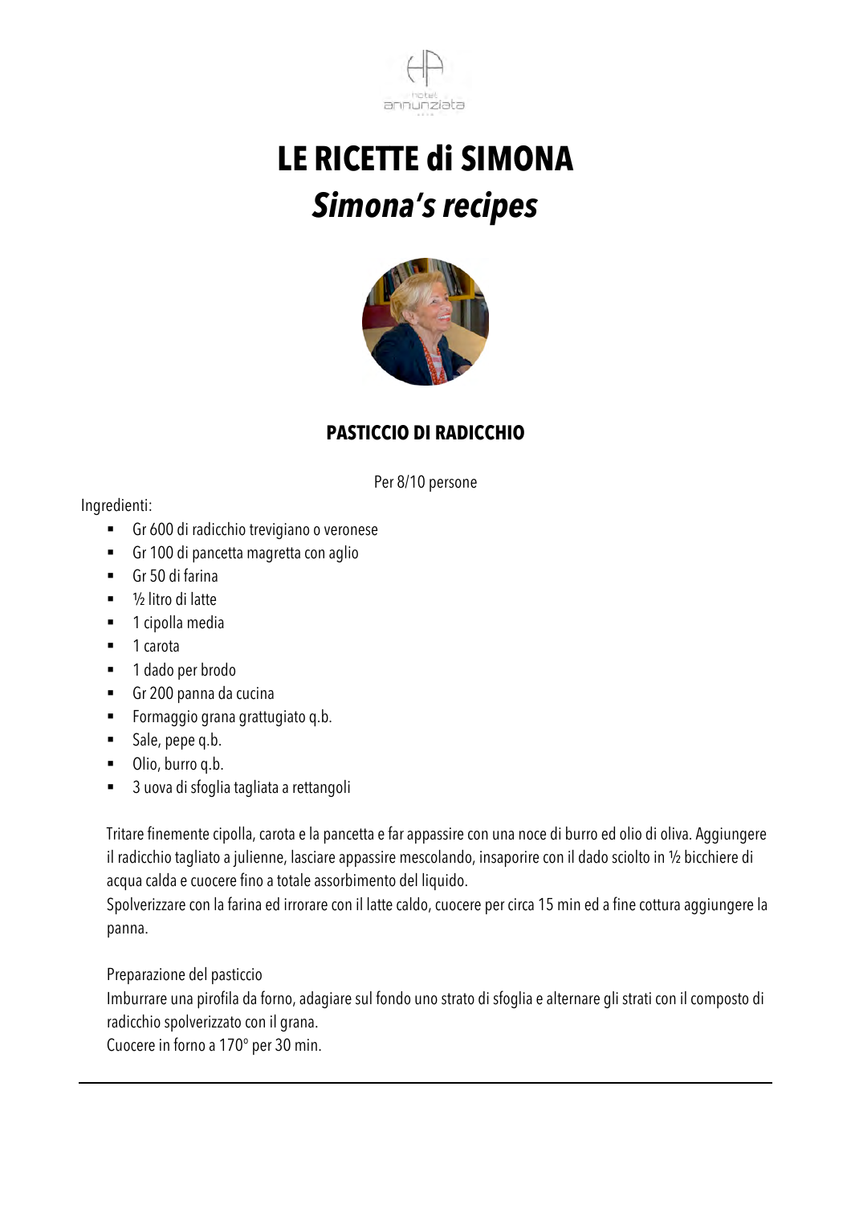# LE RICETTE di SIMONA

## *Simona's recipes*

### PASTICCIO DI RADICCHIO

Per 8/10 persone

Ingredienti:

- Gr 600 di radicchio trevigiano o veronese
- Gr 100 di pancetta magretta con aglio
- Gr 50 di farina
- ½ litro di latte
- 1 cipolla media
- 1 carota
- 1 dado per brodo
- Gr 200 panna da cucina
- Formaggio grana grattugiato q.b.
- Sale, pepe q.b.
- Olio, burro q.b.
- 3 uova di sfoglia tagliata a rettangoli

Tritare finemente cipolla, carota e la pancetta e far appassire con una noce di burro ed olio di oliva. Aggiungere il radicchio tagliato a julienne, lasciare appassire mescolando, insaporire con il dado sciolto in ½ bicchiere di acqua calda e cuocere fino a totale assorbimento del liquido.
Spolverizzare con la farina ed irrorare con il latte caldo, cuocere per circa 15 min ed a fine cottura aggiungere la panna.

Preparazione del pasticcio
Imburrare una pirofila da forno, adagiare sul fondo uno strato di sfoglia e alternare gli strati con il composto di radicchio spolverizzato con il grana.
Cuocere in forno a 170° per 30 min.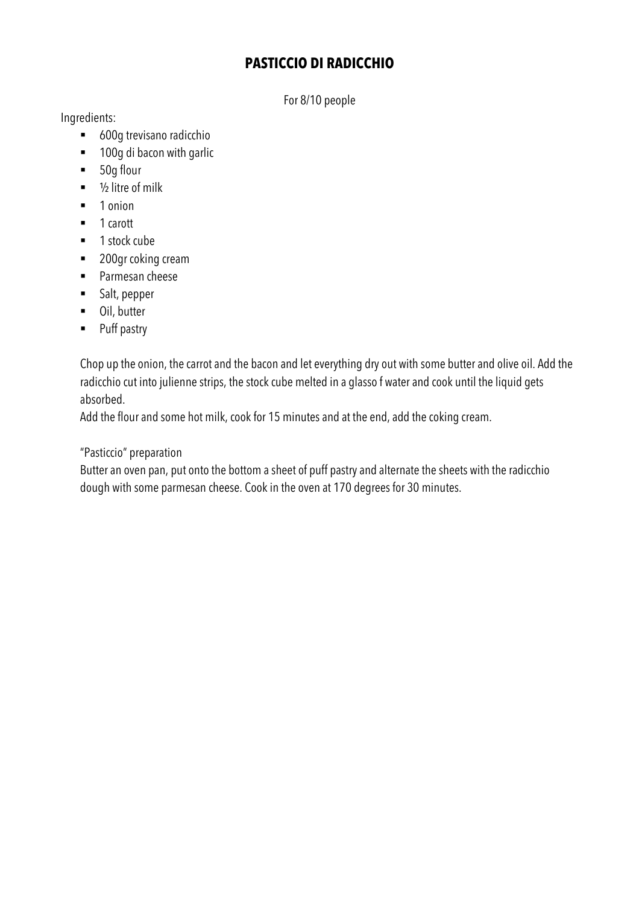# PASTICCIO DI RADICCHIO

For 8/10 people

Ingredients:

- 600g trevisano radicchio
- 100g di bacon with garlic
- 50g flour
- ½ litre of milk
- 1 onion
- 1 carott
- 1 stock cube
- 200gr coking cream
- Parmesan cheese
- Salt, pepper
- Oil, butter
- Puff pastry

Chop up the onion, the carrot and the bacon and let everything dry out with some butter and olive oil. Add the radicchio cut into julienne strips, the stock cube melted in a glasso f water and cook until the liquid gets absorbed.
Add the flour and some hot milk, cook for 15 minutes and at the end, add the coking cream.

"Pasticcio" preparation
Butter an oven pan, put onto the bottom a sheet of puff pastry and alternate the sheets with the radicchio dough with some parmesan cheese. Cook in the oven at 170 degrees for 30 minutes.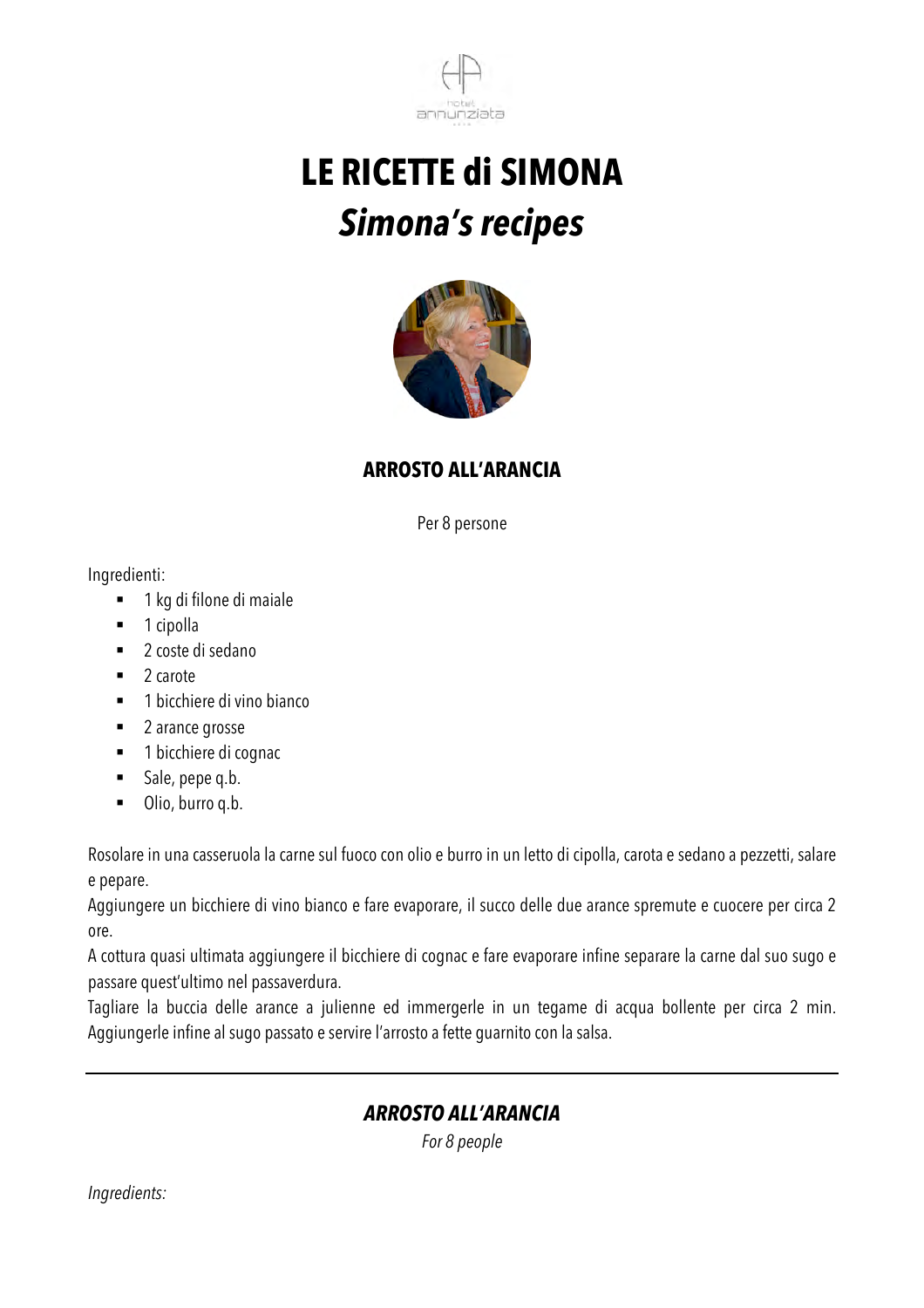# LE RICETTE di SIMONA

## *Simona's recipes*

### ARROSTO ALL'ARANCIA

Per 8 persone

Ingredienti:

- 1 kg di filone di maiale
- 1 cipolla
- 2 coste di sedano
- 2 carote
- 1 bicchiere di vino bianco
- 2 arance grosse
- 1 bicchiere di cognac
- Sale, pepe q.b.
- Olio, burro q.b.

Rosolare in una casseruola la carne sul fuoco con olio e burro in un letto di cipolla, carota e sedano a pezzetti, salare e pepare.

Aggiungere un bicchiere di vino bianco e fare evaporare, il succo delle due arance spremute e cuocere per circa 2 ore.

A cottura quasi ultimata aggiungere il bicchiere di cognac e fare evaporare infine separare la carne dal suo sugo e passare quest'ultimo nel passaverdura.

Tagliare la buccia delle arance a julienne ed immergerle in un tegame di acqua bollente per circa 2 min. Aggiungerle infine al sugo passato e servire l'arrosto a fette guarnito con la salsa.

---

### *ARROSTO ALL'ARANCIA*

*For 8 people*

*Ingredients:*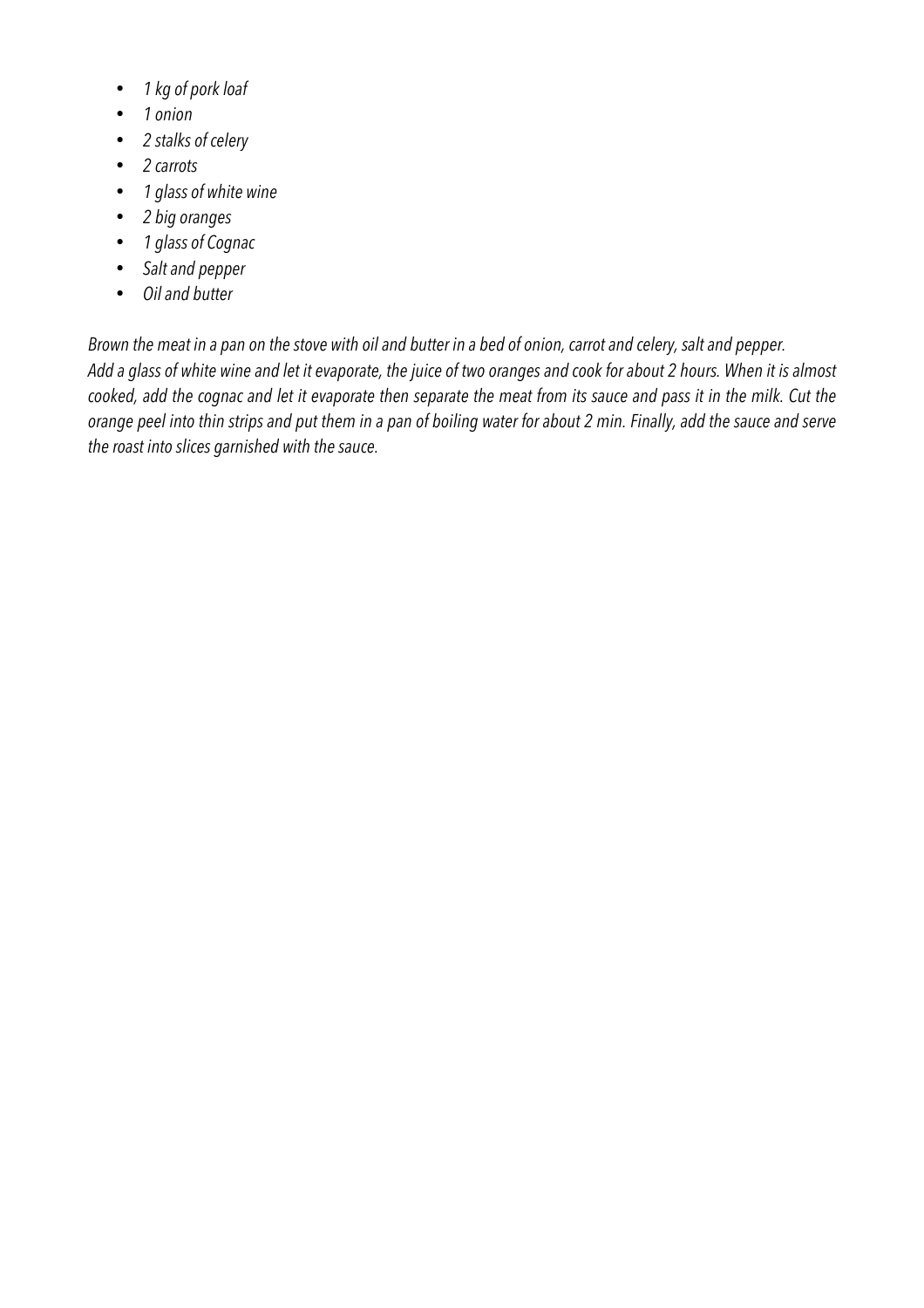- *1 kg of pork loaf*
- *1 onion*
- *2 stalks of celery*
- *2 carrots*
- *1 glass of white wine*
- *2 big oranges*
- *1 glass of Cognac*
- *Salt and pepper*
- *Oil and butter*

*Brown the meat in a pan on the stove with oil and butter in a bed of onion, carrot and celery, salt and pepper.*
*Add a glass of white wine and let it evaporate, the juice of two oranges and cook for about 2 hours. When it is almost cooked, add the cognac and let it evaporate then separate the meat from its sauce and pass it in the milk. Cut the orange peel into thin strips and put them in a pan of boiling water for about 2 min. Finally, add the sauce and serve the roast into slices garnished with the sauce.*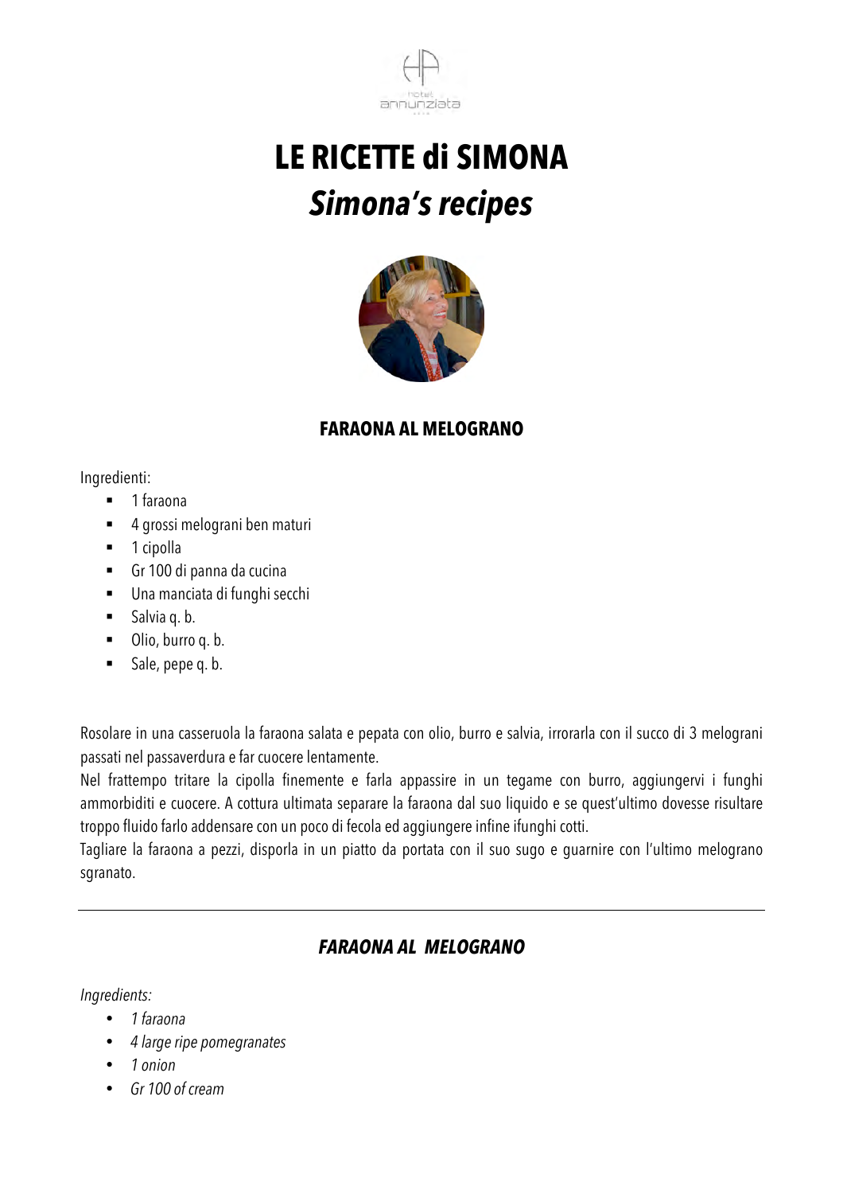# LE RICETTE di SIMONA

## *Simona's recipes*

### FARAONA AL MELOGRANO

Ingredienti:

- 1 faraona
- 4 grossi melograni ben maturi
- 1 cipolla
- Gr 100 di panna da cucina
- Una manciata di funghi secchi
- Salvia q. b.
- Olio, burro q. b.
- Sale, pepe q. b.

Rosolare in una casseruola la faraona salata e pepata con olio, burro e salvia, irrorarla con il succo di 3 melograni passati nel passaverdura e far cuocere lentamente.
Nel frattempo tritare la cipolla finemente e farla appassire in un tegame con burro, aggiungervi i funghi ammorbiditi e cuocere. A cottura ultimata separare la faraona dal suo liquido e se quest'ultimo dovesse risultare troppo fluido farlo addensare con un poco di fecola ed aggiungere infine ifunghi cotti.
Tagliare la faraona a pezzi, disporla in un piatto da portata con il suo sugo e guarnire con l'ultimo melograno sgranato.

---

### *FARAONA AL MELOGRANO*

*Ingredients:*

- *1 faraona*
- *4 large ripe pomegranates*
- *1 onion*
- *Gr 100 of cream*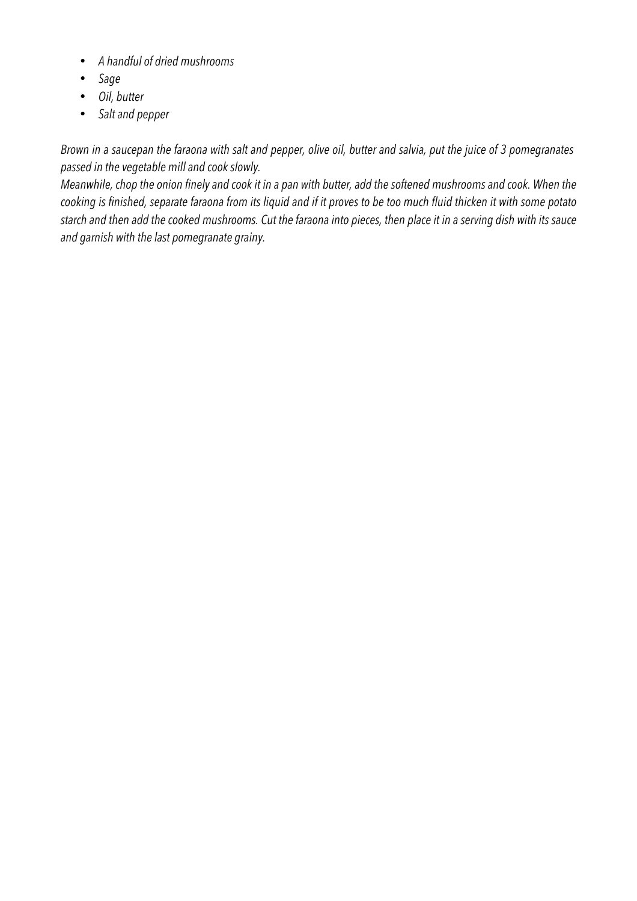- *A handful of dried mushrooms*
- *Sage*
- *Oil, butter*
- *Salt and pepper*

*Brown in a saucepan the faraona with salt and pepper, olive oil, butter and salvia, put the juice of 3 pomegranates passed in the vegetable mill and cook slowly.*

*Meanwhile, chop the onion finely and cook it in a pan with butter, add the softened mushrooms and cook. When the cooking is finished, separate faraona from its liquid and if it proves to be too much fluid thicken it with some potato starch and then add the cooked mushrooms. Cut the faraona into pieces, then place it in a serving dish with its sauce and garnish with the last pomegranate grainy.*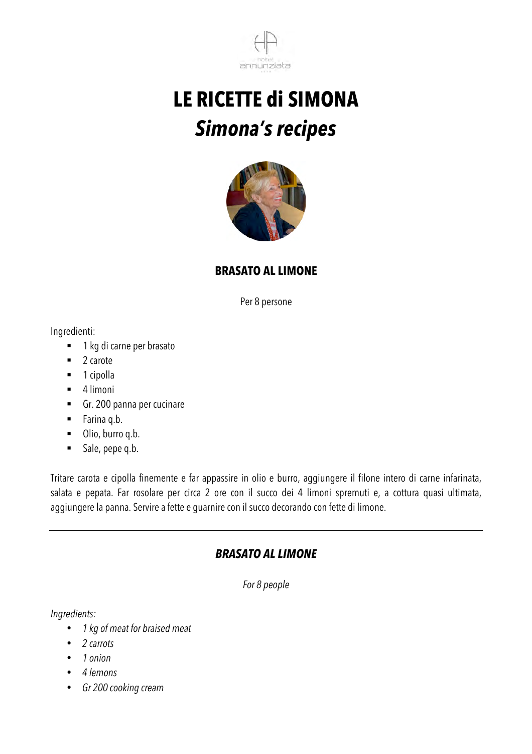# LE RICETTE di SIMONA

## *Simona's recipes*

### BRASATO AL LIMONE

Per 8 persone

Ingredienti:

- 1 kg di carne per brasato
- 2 carote
- 1 cipolla
- 4 limoni
- Gr. 200 panna per cucinare
- Farina q.b.
- Olio, burro q.b.
- Sale, pepe q.b.

Tritare carota e cipolla finemente e far appassire in olio e burro, aggiungere il filone intero di carne infarinata, salata e pepata. Far rosolare per circa 2 ore con il succo dei 4 limoni spremuti e, a cottura quasi ultimata, aggiungere la panna. Servire a fette e guarnire con il succo decorando con fette di limone.

---

### *BRASATO AL LIMONE*

*For 8 people*

*Ingredients:*

- *1 kg of meat for braised meat*
- *2 carrots*
- *1 onion*
- *4 lemons*
- *Gr 200 cooking cream*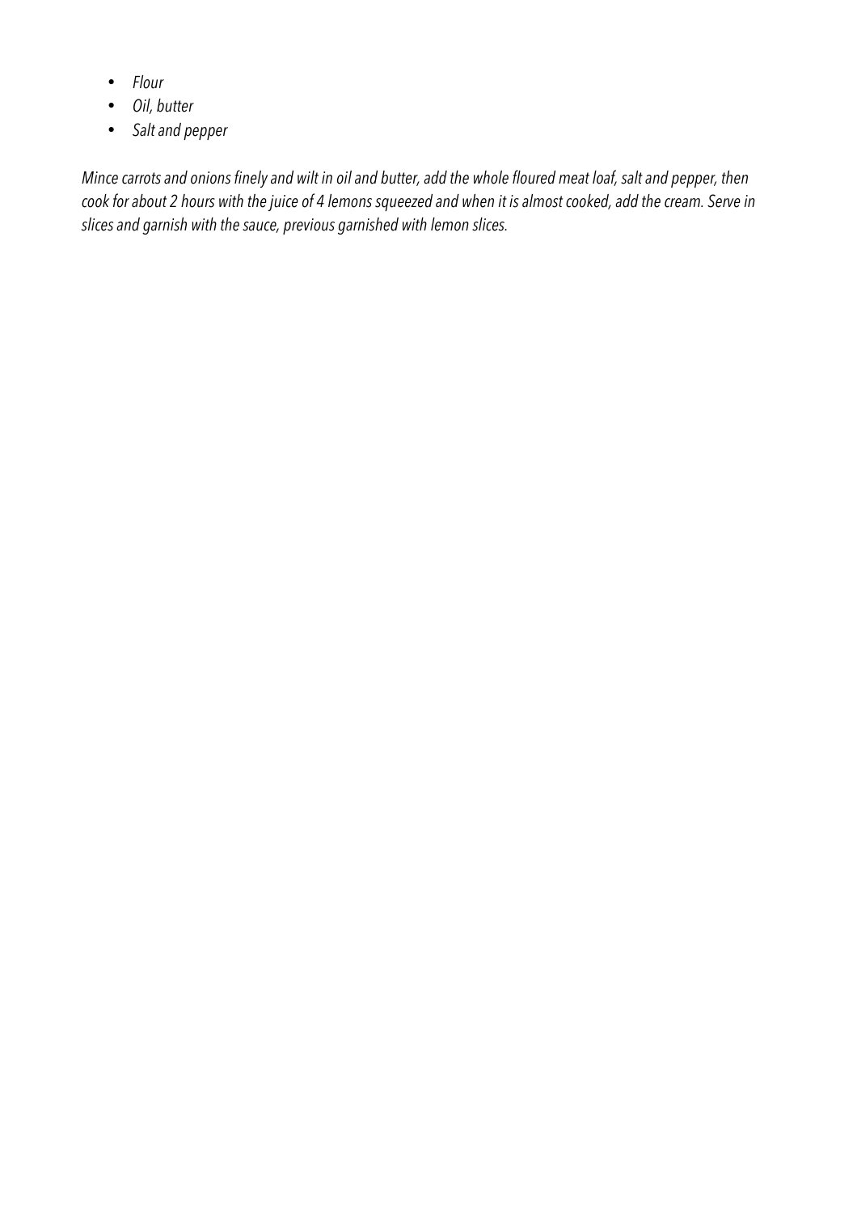- *Flour*
- *Oil, butter*
- *Salt and pepper*

*Mince carrots and onions finely and wilt in oil and butter, add the whole floured meat loaf, salt and pepper, then cook for about 2 hours with the juice of 4 lemons squeezed and when it is almost cooked, add the cream. Serve in slices and garnish with the sauce, previous garnished with lemon slices.*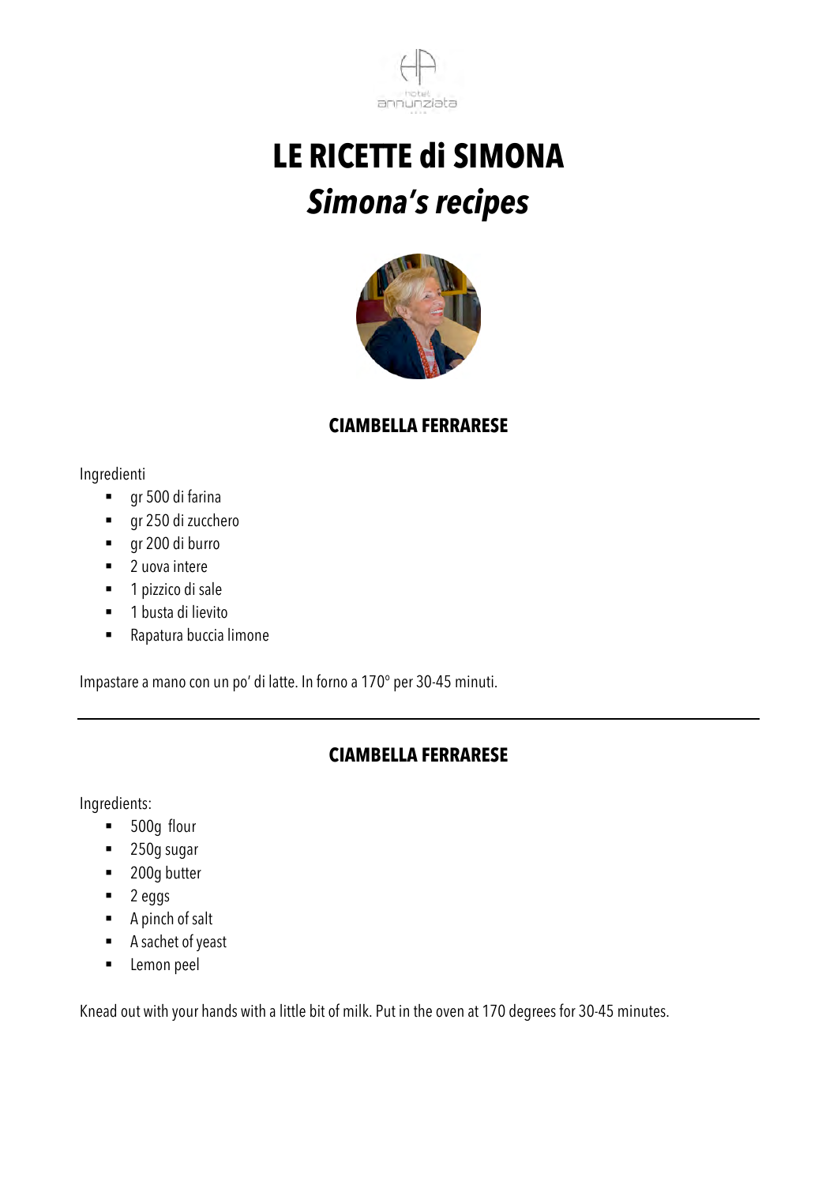# LE RICETTE di SIMONA

## *Simona's recipes*

### CIAMBELLA FERRARESE

Ingredienti

- gr 500 di farina
- gr 250 di zucchero
- gr 200 di burro
- 2 uova intere
- 1 pizzico di sale
- 1 busta di lievito
- Rapatura buccia limone

Impastare a mano con un po' di latte. In forno a 170° per 30-45 minuti.

---

### CIAMBELLA FERRARESE

Ingredients:

- 500g flour
- 250g sugar
- 200g butter
- 2 eggs
- A pinch of salt
- A sachet of yeast
- Lemon peel

Knead out with your hands with a little bit of milk. Put in the oven at 170 degrees for 30-45 minutes.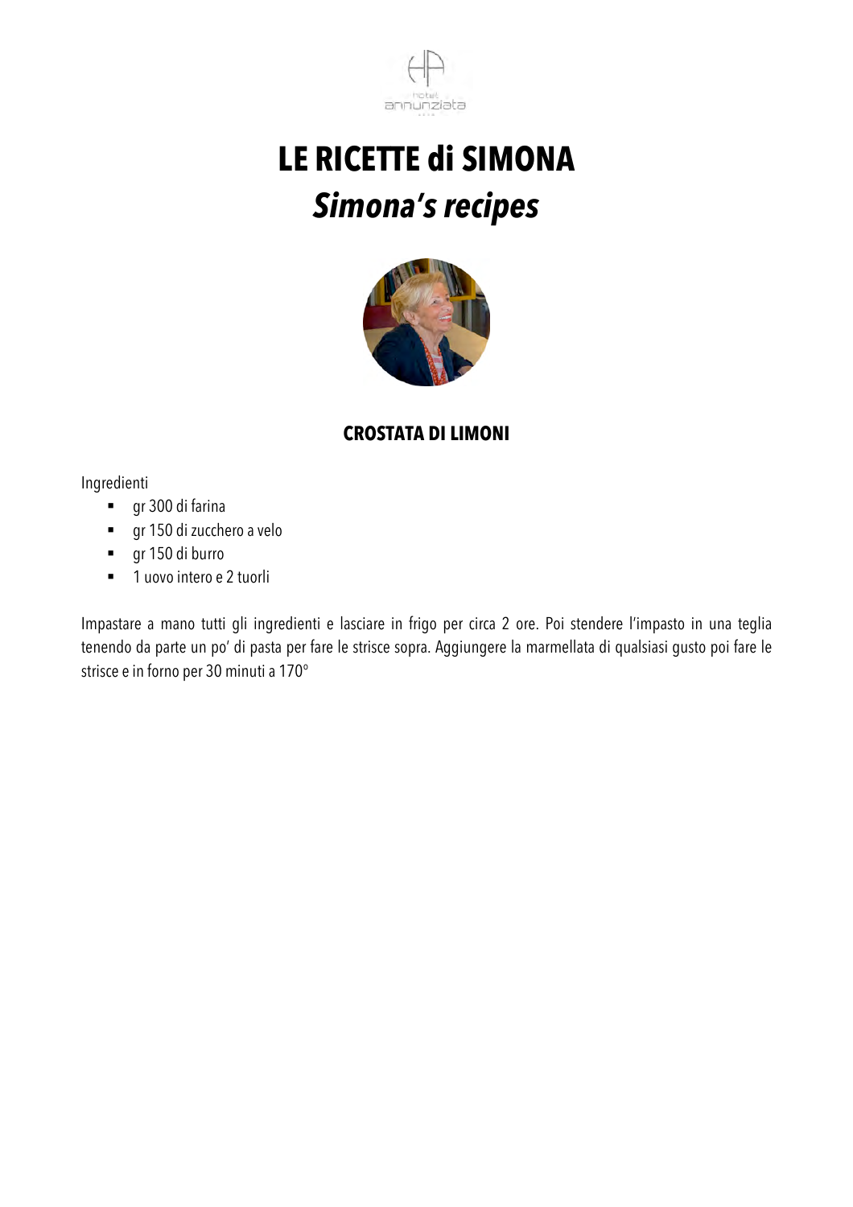# LE RICETTE di SIMONA

## *Simona's recipes*

### CROSTATA DI LIMONI

Ingredienti

- gr 300 di farina
- gr 150 di zucchero a velo
- gr 150 di burro
- 1 uovo intero e 2 tuorli

Impastare a mano tutti gli ingredienti e lasciare in frigo per circa 2 ore. Poi stendere l'impasto in una teglia tenendo da parte un po' di pasta per fare le strisce sopra. Aggiungere la marmellata di qualsiasi gusto poi fare le strisce e in forno per 30 minuti a 170°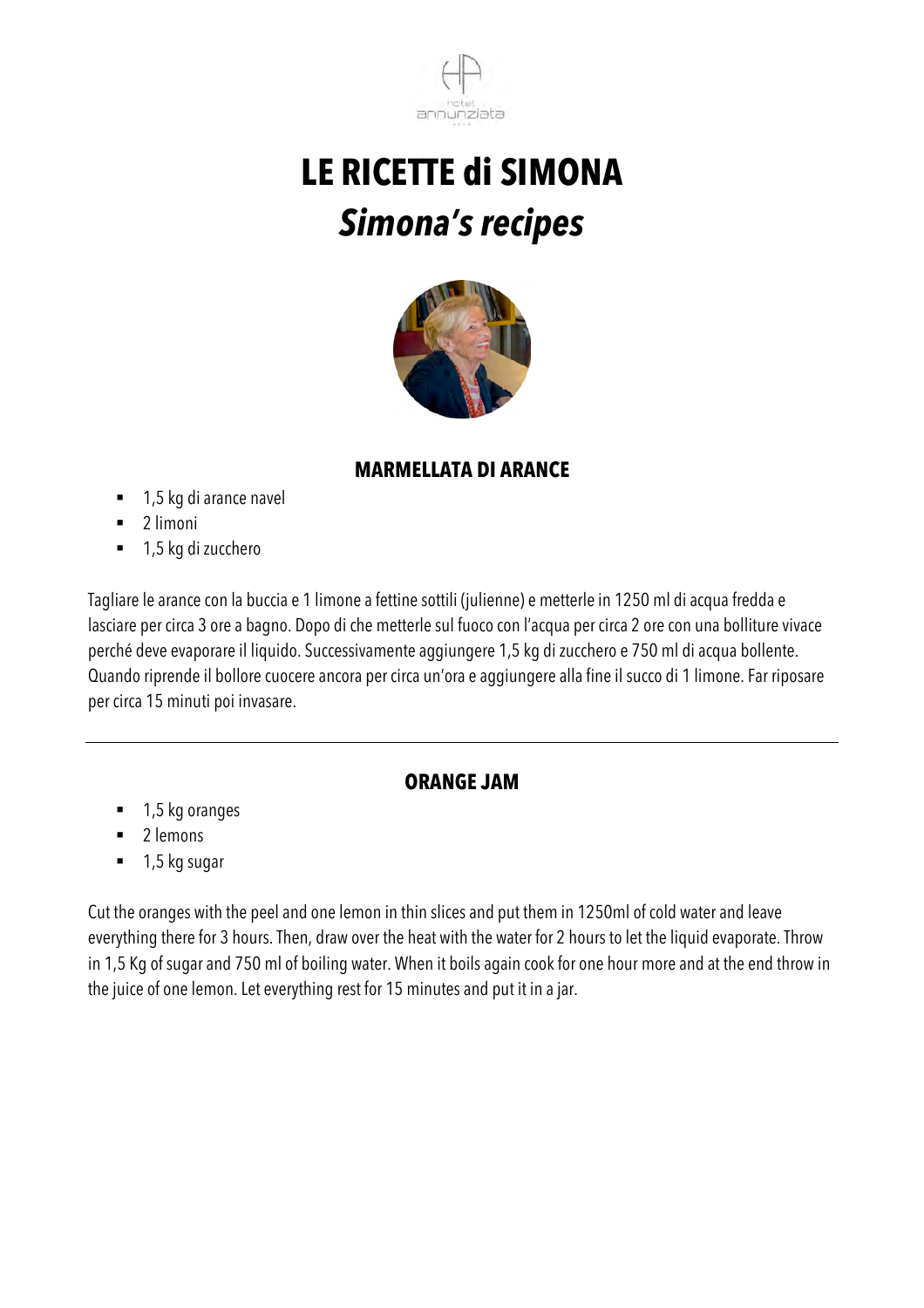# LE RICETTE di SIMONA

## *Simona's recipes*

### MARMELLATA DI ARANCE

- 1,5 kg di arance navel
- 2 limoni
- 1,5 kg di zucchero

Tagliare le arance con la buccia e 1 limone a fettine sottili (julienne) e metterle in 1250 ml di acqua fredda e lasciare per circa 3 ore a bagno. Dopo di che metterle sul fuoco con l'acqua per circa 2 ore con una bolliture vivace perché deve evaporare il liquido. Successivamente aggiungere 1,5 kg di zucchero e 750 ml di acqua bollente. Quando riprende il bollore cuocere ancora per circa un'ora e aggiungere alla fine il succo di 1 limone. Far riposare per circa 15 minuti poi invasare.

---

### ORANGE JAM

- 1,5 kg oranges
- 2 lemons
- 1,5 kg sugar

Cut the oranges with the peel and one lemon in thin slices and put them in 1250ml of cold water and leave everything there for 3 hours. Then, draw over the heat with the water for 2 hours to let the liquid evaporate. Throw in 1,5 Kg of sugar and 750 ml of boiling water. When it boils again cook for one hour more and at the end throw in the juice of one lemon. Let everything rest for 15 minutes and put it in a jar.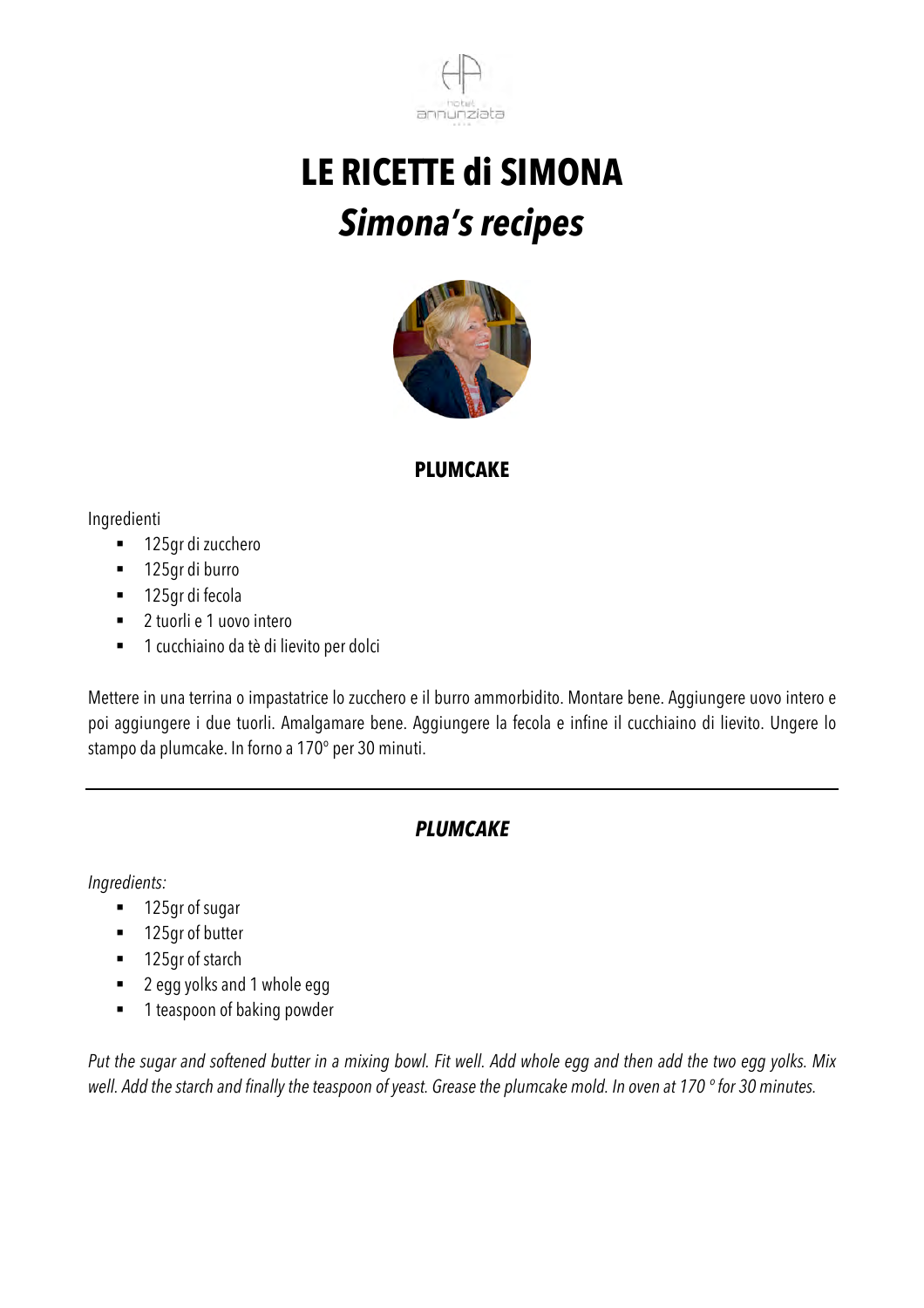# LE RICETTE di SIMONA
## *Simona's recipes*

### PLUMCAKE

Ingredienti

- 125gr di zucchero
- 125gr di burro
- 125gr di fecola
- 2 tuorli e 1 uovo intero
- 1 cucchiaino da tè di lievito per dolci

Mettere in una terrina o impastatrice lo zucchero e il burro ammorbidito. Montare bene. Aggiungere uovo intero e poi aggiungere i due tuorli. Amalgamare bene. Aggiungere la fecola e infine il cucchiaino di lievito. Ungere lo stampo da plumcake. In forno a 170° per 30 minuti.

---

### *PLUMCAKE*

*Ingredients:*

- 125gr of sugar
- 125gr of butter
- 125gr of starch
- 2 egg yolks and 1 whole egg
- 1 teaspoon of baking powder

*Put the sugar and softened butter in a mixing bowl. Fit well. Add whole egg and then add the two egg yolks. Mix well. Add the starch and finally the teaspoon of yeast. Grease the plumcake mold. In oven at 170 ° for 30 minutes.*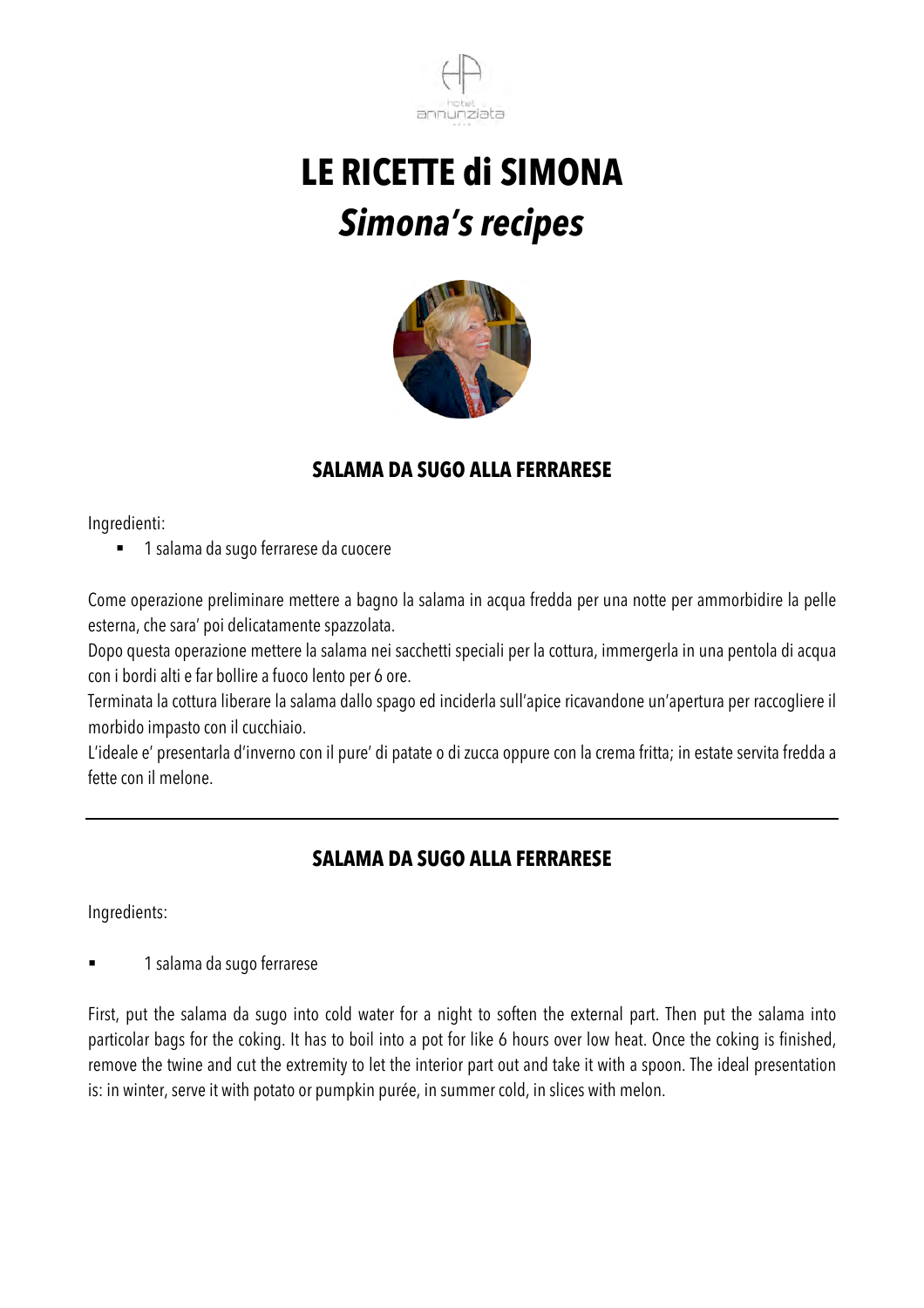# LE RICETTE di SIMONA

## *Simona's recipes*

### SALAMA DA SUGO ALLA FERRARESE

Ingredienti:

- 1 salama da sugo ferrarese da cuocere

Come operazione preliminare mettere a bagno la salama in acqua fredda per una notte per ammorbidire la pelle esterna, che sara' poi delicatamente spazzolata.
Dopo questa operazione mettere la salama nei sacchetti speciali per la cottura, immergerla in una pentola di acqua con i bordi alti e far bollire a fuoco lento per 6 ore.
Terminata la cottura liberare la salama dallo spago ed inciderla sull'apice ricavandone un'apertura per raccogliere il morbido impasto con il cucchiaio.
L'ideale e' presentarla d'inverno con il pure' di patate o di zucca oppure con la crema fritta; in estate servita fredda a fette con il melone.

---

### SALAMA DA SUGO ALLA FERRARESE

Ingredients:

- 1 salama da sugo ferrarese

First, put the salama da sugo into cold water for a night to soften the external part. Then put the salama into particolar bags for the coking. It has to boil into a pot for like 6 hours over low heat. Once the coking is finished, remove the twine and cut the extremity to let the interior part out and take it with a spoon. The ideal presentation is: in winter, serve it with potato or pumpkin purée, in summer cold, in slices with melon.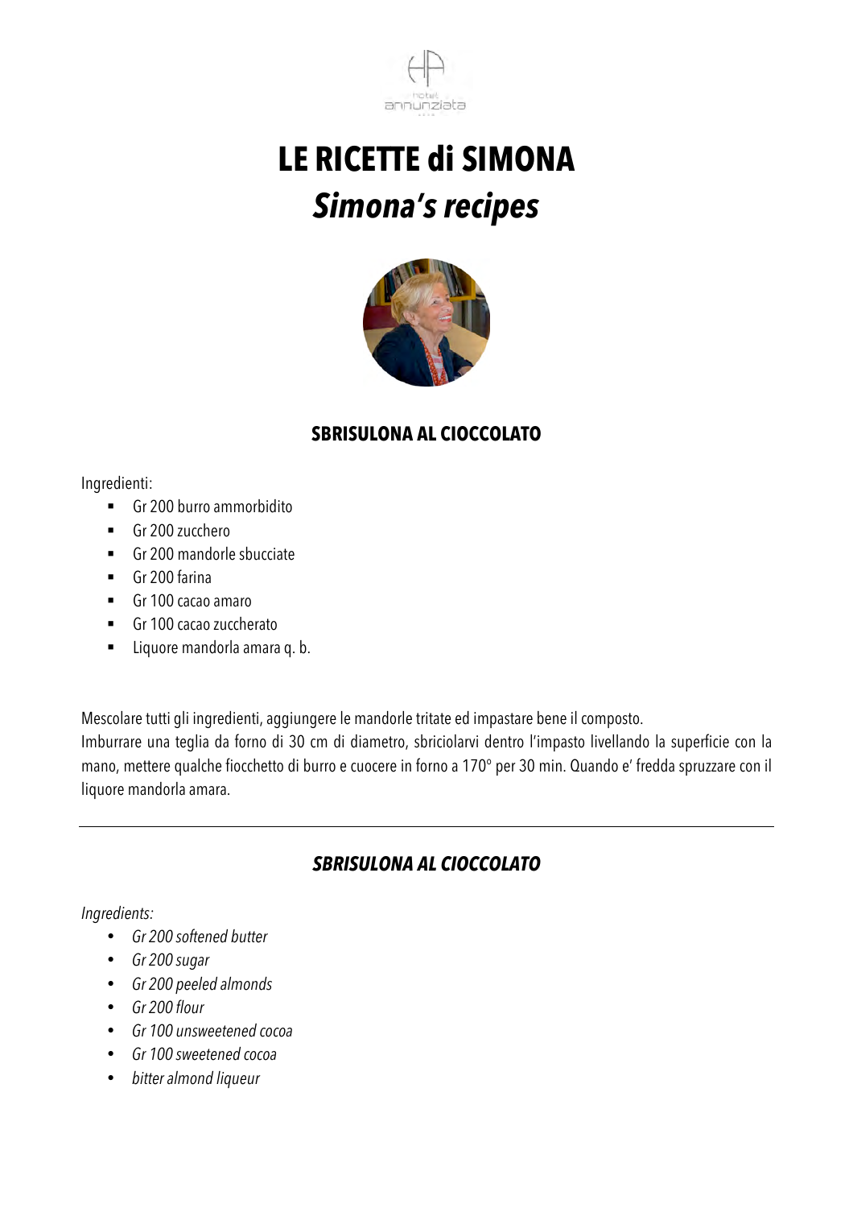# LE RICETTE di SIMONA
## *Simona's recipes*

### SBRISULONA AL CIOCCOLATO

Ingredienti:

- Gr 200 burro ammorbidito
- Gr 200 zucchero
- Gr 200 mandorle sbucciate
- Gr 200 farina
- Gr 100 cacao amaro
- Gr 100 cacao zuccherato
- Liquore mandorla amara q. b.

Mescolare tutti gli ingredienti, aggiungere le mandorle tritate ed impastare bene il composto.
Imburrare una teglia da forno di 30 cm di diametro, sbriciolarvi dentro l'impasto livellando la superficie con la mano, mettere qualche fiocchetto di burro e cuocere in forno a 170° per 30 min. Quando e' fredda spruzzare con il liquore mandorla amara.

---

### *SBRISULONA AL CIOCCOLATO*

*Ingredients:*

- *Gr 200 softened butter*
- *Gr 200 sugar*
- *Gr 200 peeled almonds*
- *Gr 200 flour*
- *Gr 100 unsweetened cocoa*
- *Gr 100 sweetened cocoa*
- *bitter almond liqueur*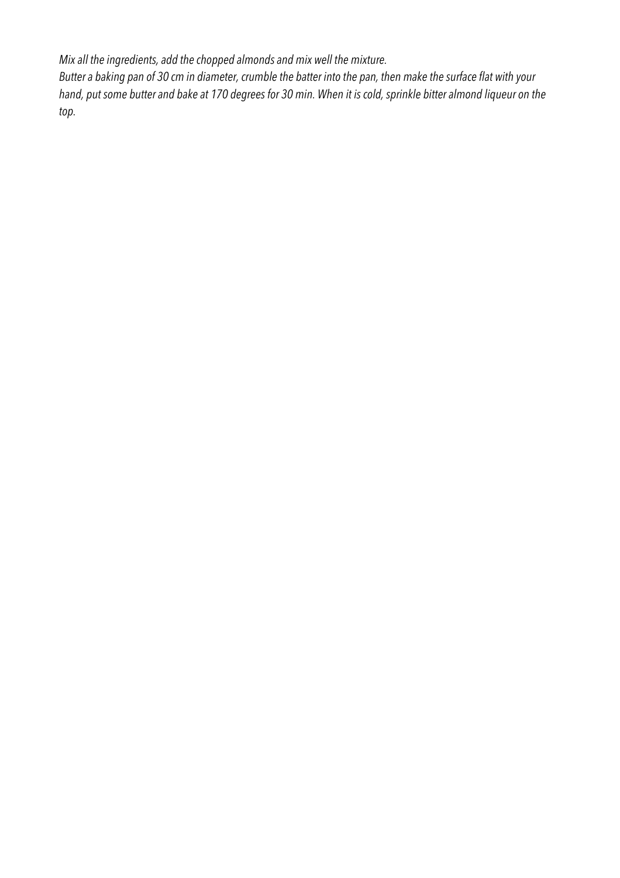*Mix all the ingredients, add the chopped almonds and mix well the mixture.*
*Butter a baking pan of 30 cm in diameter, crumble the batter into the pan, then make the surface flat with your hand, put some butter and bake at 170 degrees for 30 min. When it is cold, sprinkle bitter almond liqueur on the top.*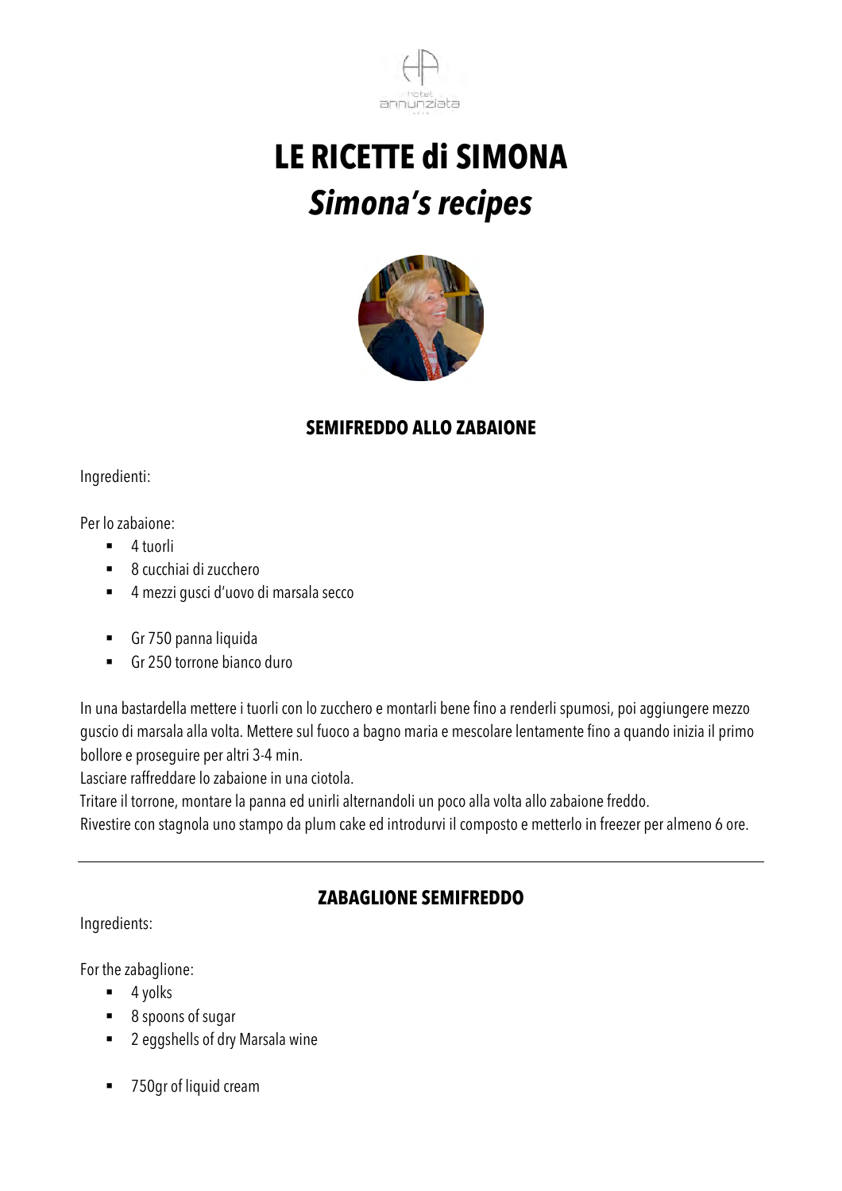hotel annunziata

# LE RICETTE di SIMONA
# *Simona's recipes*

## SEMIFREDDO ALLO ZABAIONE

Ingredienti:

Per lo zabaione:

- 4 tuorli
- 8 cucchiai di zucchero
- 4 mezzi gusci d'uovo di marsala secco

- Gr 750 panna liquida
- Gr 250 torrone bianco duro

In una bastardella mettere i tuorli con lo zucchero e montarli bene fino a renderli spumosi, poi aggiungere mezzo guscio di marsala alla volta. Mettere sul fuoco a bagno maria e mescolare lentamente fino a quando inizia il primo bollore e proseguire per altri 3-4 min.
Lasciare raffreddare lo zabaione in una ciotola.
Tritare il torrone, montare la panna ed unirli alternandoli un poco alla volta allo zabaione freddo.
Rivestire con stagnola uno stampo da plum cake ed introdurvi il composto e metterlo in freezer per almeno 6 ore.

---

## ZABAGLIONE SEMIFREDDO

Ingredients:

For the zabaglione:

- 4 yolks
- 8 spoons of sugar
- 2 eggshells of dry Marsala wine

- 750gr of liquid cream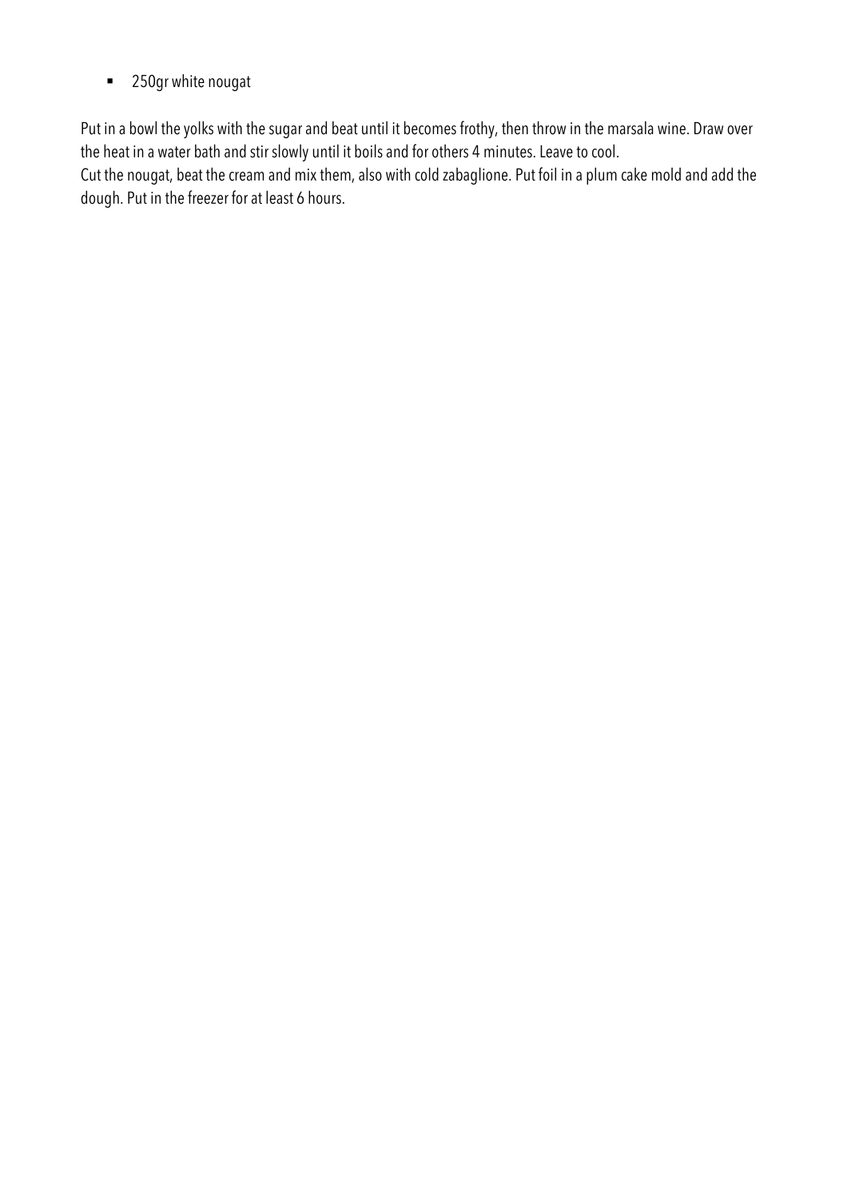- 250gr white nougat

Put in a bowl the yolks with the sugar and beat until it becomes frothy, then throw in the marsala wine. Draw over the heat in a water bath and stir slowly until it boils and for others 4 minutes. Leave to cool.
Cut the nougat, beat the cream and mix them, also with cold zabaglione. Put foil in a plum cake mold and add the dough. Put in the freezer for at least 6 hours.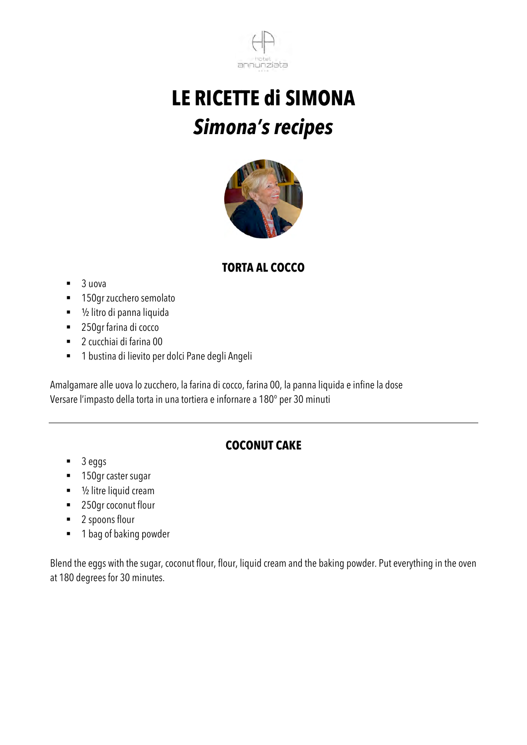# LE RICETTE di SIMONA

## *Simona's recipes*

### TORTA AL COCCO

- 3 uova
- 150gr zucchero semolato
- ½ litro di panna liquida
- 250gr farina di cocco
- 2 cucchiai di farina 00
- 1 bustina di lievito per dolci Pane degli Angeli

Amalgamare alle uova lo zucchero, la farina di cocco, farina 00, la panna liquida e infine la dose
Versare l'impasto della torta in una tortiera e infornare a 180° per 30 minuti

---

### COCONUT CAKE

- 3 eggs
- 150gr caster sugar
- ½ litre liquid cream
- 250gr coconut flour
- 2 spoons flour
- 1 bag of baking powder

Blend the eggs with the sugar, coconut flour, flour, liquid cream and the baking powder. Put everything in the oven at 180 degrees for 30 minutes.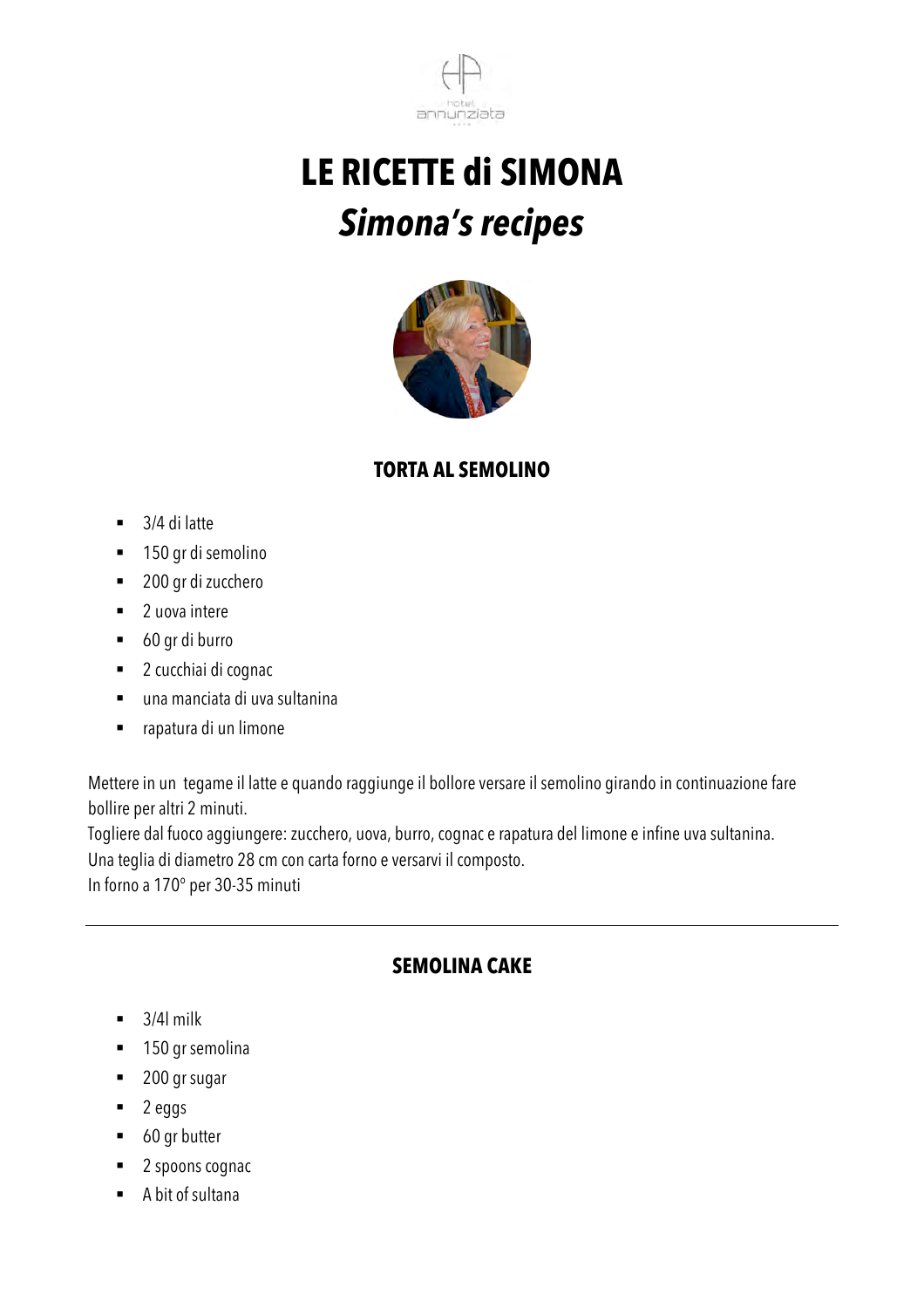# LE RICETTE di SIMONA
## *Simona's recipes*

### TORTA AL SEMOLINO

- 3/4 di latte
- 150 gr di semolino
- 200 gr di zucchero
- 2 uova intere
- 60 gr di burro
- 2 cucchiai di cognac
- una manciata di uva sultanina
- rapatura di un limone

Mettere in un tegame il latte e quando raggiunge il bollore versare il semolino girando in continuazione fare bollire per altri 2 minuti.
Togliere dal fuoco aggiungere: zucchero, uova, burro, cognac e rapatura del limone e infine uva sultanina.
Una teglia di diametro 28 cm con carta forno e versarvi il composto.
In forno a 170° per 30-35 minuti

---

### SEMOLINA CAKE

- 3/4l milk
- 150 gr semolina
- 200 gr sugar
- 2 eggs
- 60 gr butter
- 2 spoons cognac
- A bit of sultana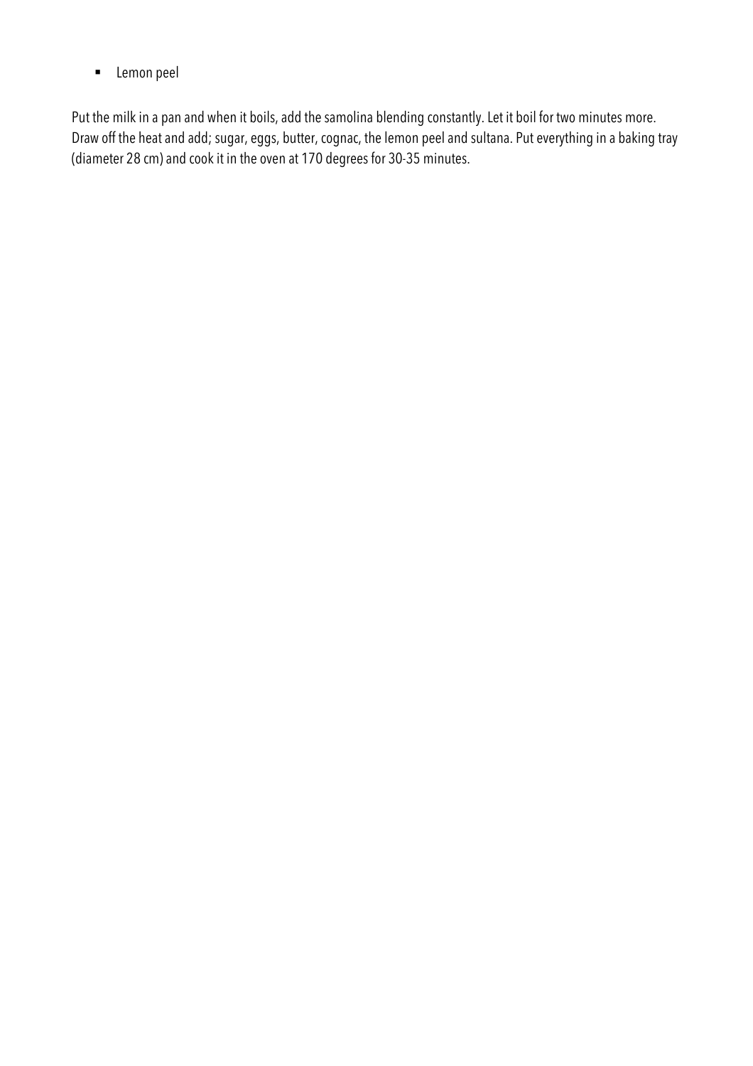- Lemon peel

Put the milk in a pan and when it boils, add the samolina blending constantly. Let it boil for two minutes more. Draw off the heat and add; sugar, eggs, butter, cognac, the lemon peel and sultana. Put everything in a baking tray (diameter 28 cm) and cook it in the oven at 170 degrees for 30-35 minutes.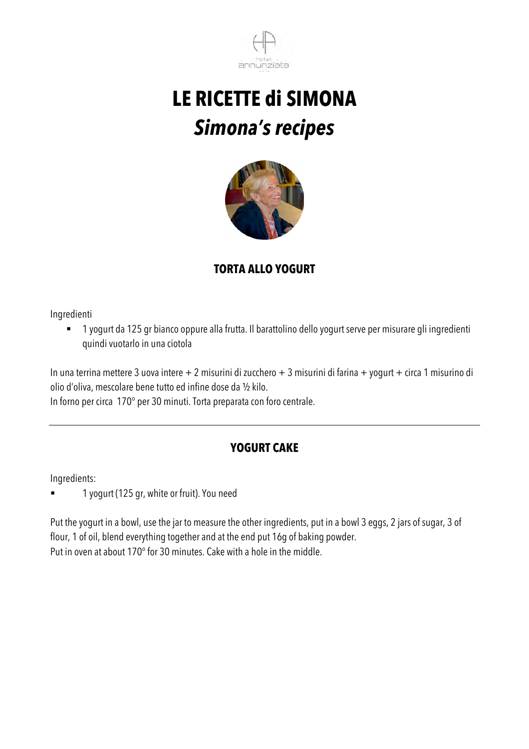# LE RICETTE di SIMONA

## *Simona's recipes*

### TORTA ALLO YOGURT

Ingredienti

- 1 yogurt da 125 gr bianco oppure alla frutta. Il barattolino dello yogurt serve per misurare gli ingredienti quindi vuotarlo in una ciotola

In una terrina mettere 3 uova intere + 2 misurini di zucchero + 3 misurini di farina + yogurt + circa 1 misurino di olio d'oliva, mescolare bene tutto ed infine dose da ½ kilo.
In forno per circa 170° per 30 minuti. Torta preparata con foro centrale.

---

### YOGURT CAKE

Ingredients:

- 1 yogurt (125 gr, white or fruit). You need

Put the yogurt in a bowl, use the jar to measure the other ingredients, put in a bowl 3 eggs, 2 jars of sugar, 3 of flour, 1 of oil, blend everything together and at the end put 16g of baking powder.
Put in oven at about 170° for 30 minutes. Cake with a hole in the middle.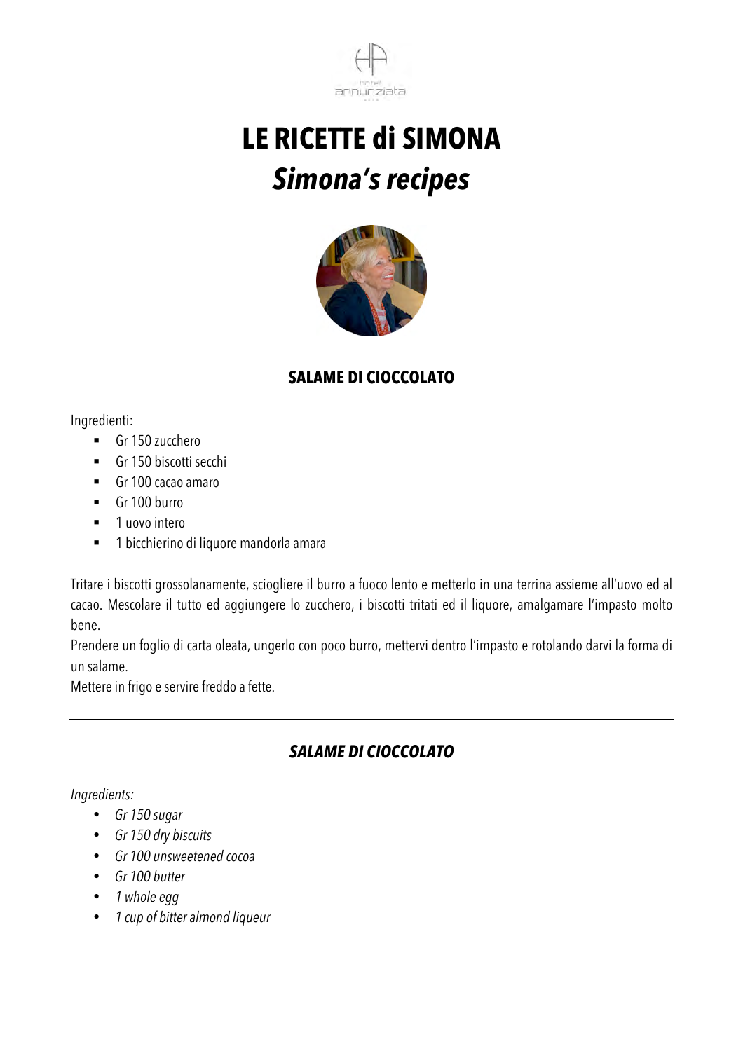# LE RICETTE di SIMONA

## *Simona's recipes*

### SALAME DI CIOCCOLATO

Ingredienti:

- Gr 150 zucchero
- Gr 150 biscotti secchi
- Gr 100 cacao amaro
- Gr 100 burro
- 1 uovo intero
- 1 bicchierino di liquore mandorla amara

Tritare i biscotti grossolanamente, sciogliere il burro a fuoco lento e metterlo in una terrina assieme all'uovo ed al cacao. Mescolare il tutto ed aggiungere lo zucchero, i biscotti tritati ed il liquore, amalgamare l'impasto molto bene.
Prendere un foglio di carta oleata, ungerlo con poco burro, mettervi dentro l'impasto e rotolando darvi la forma di un salame.
Mettere in frigo e servire freddo a fette.

---

### *SALAME DI CIOCCOLATO*

*Ingredients:*

- *Gr 150 sugar*
- *Gr 150 dry biscuits*
- *Gr 100 unsweetened cocoa*
- *Gr 100 butter*
- *1 whole egg*
- *1 cup of bitter almond liqueur*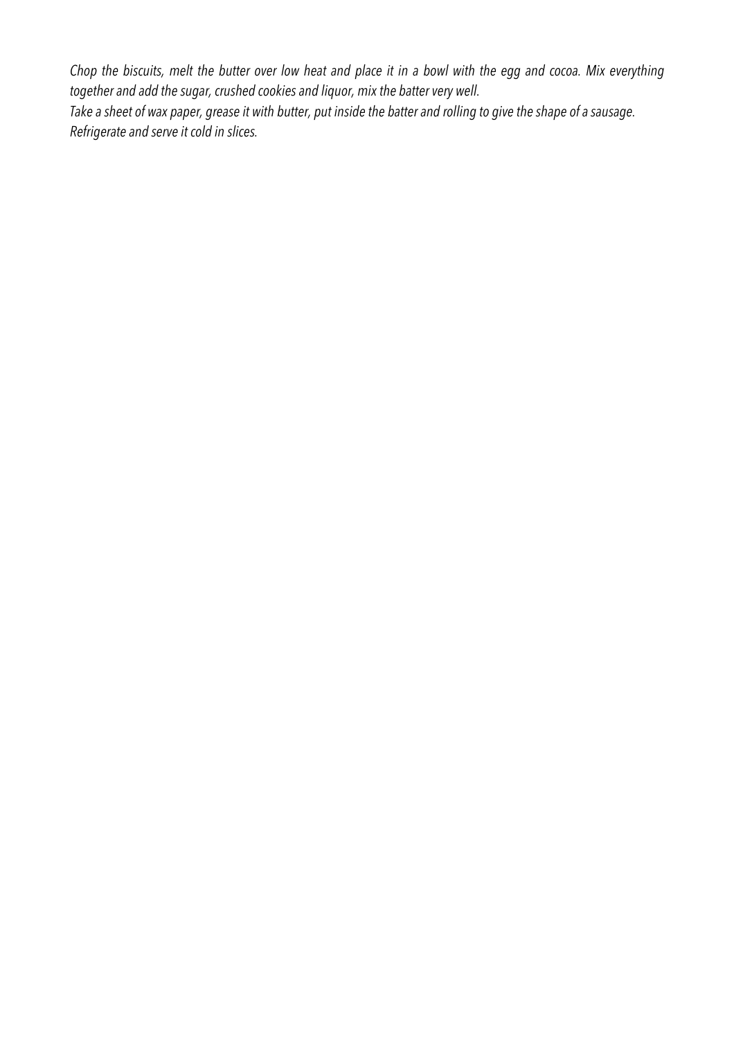*Chop the biscuits, melt the butter over low heat and place it in a bowl with the egg and cocoa. Mix everything together and add the sugar, crushed cookies and liquor, mix the batter very well.*
*Take a sheet of wax paper, grease it with butter, put inside the batter and rolling to give the shape of a sausage.*
*Refrigerate and serve it cold in slices.*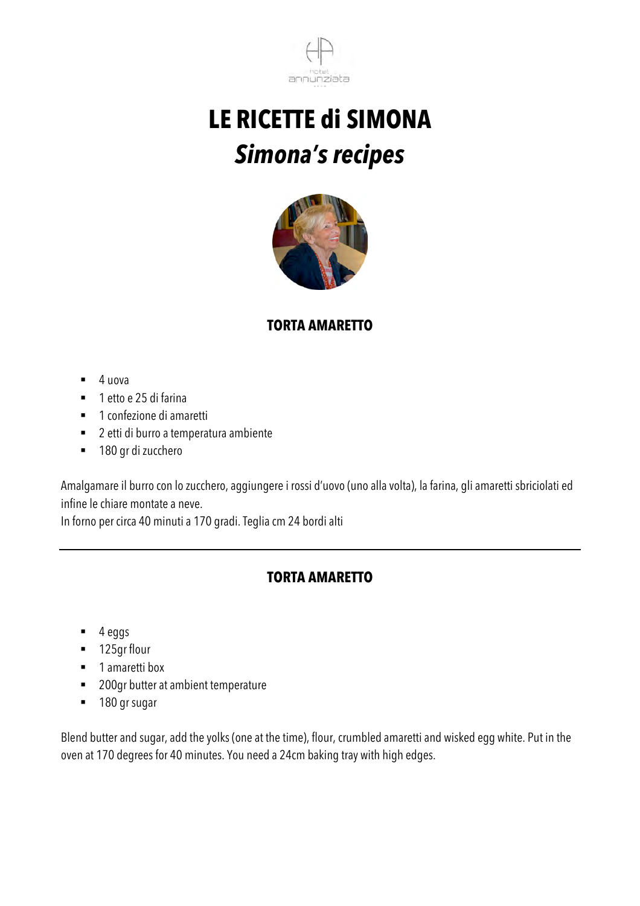# LE RICETTE di SIMONA

## *Simona's recipes*

### TORTA AMARETTO

- 4 uova
- 1 etto e 25 di farina
- 1 confezione di amaretti
- 2 etti di burro a temperatura ambiente
- 180 gr di zucchero

Amalgamare il burro con lo zucchero, aggiungere i rossi d'uovo (uno alla volta), la farina, gli amaretti sbriciolati ed infine le chiare montate a neve.
In forno per circa 40 minuti a 170 gradi. Teglia cm 24 bordi alti

---

### TORTA AMARETTO

- 4 eggs
- 125gr flour
- 1 amaretti box
- 200gr butter at ambient temperature
- 180 gr sugar

Blend butter and sugar, add the yolks (one at the time), flour, crumbled amaretti and wisked egg white. Put in the oven at 170 degrees for 40 minutes. You need a 24cm baking tray with high edges.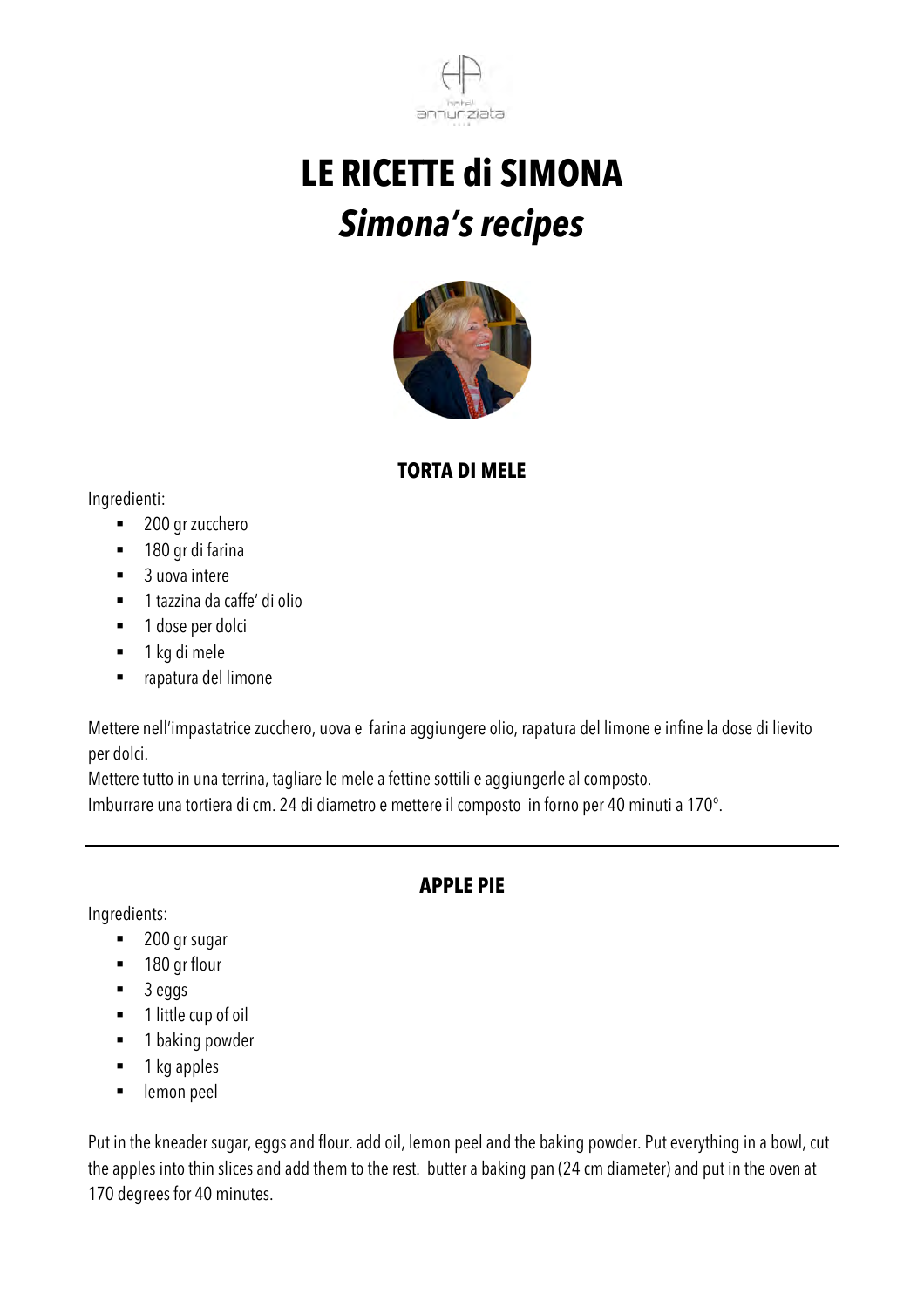# LE RICETTE di SIMONA

## *Simona's recipes*

### TORTA DI MELE

Ingredienti:

- 200 gr zucchero
- 180 gr di farina
- 3 uova intere
- 1 tazzina da caffe' di olio
- 1 dose per dolci
- 1 kg di mele
- rapatura del limone

Mettere nell'impastatrice zucchero, uova e farina aggiungere olio, rapatura del limone e infine la dose di lievito per dolci.
Mettere tutto in una terrina, tagliare le mele a fettine sottili e aggiungerle al composto.
Imburrare una tortiera di cm. 24 di diametro e mettere il composto in forno per 40 minuti a 170°.

---

### APPLE PIE

Ingredients:

- 200 gr sugar
- 180 gr flour
- 3 eggs
- 1 little cup of oil
- 1 baking powder
- 1 kg apples
- lemon peel

Put in the kneader sugar, eggs and flour. add oil, lemon peel and the baking powder. Put everything in a bowl, cut the apples into thin slices and add them to the rest. butter a baking pan (24 cm diameter) and put in the oven at 170 degrees for 40 minutes.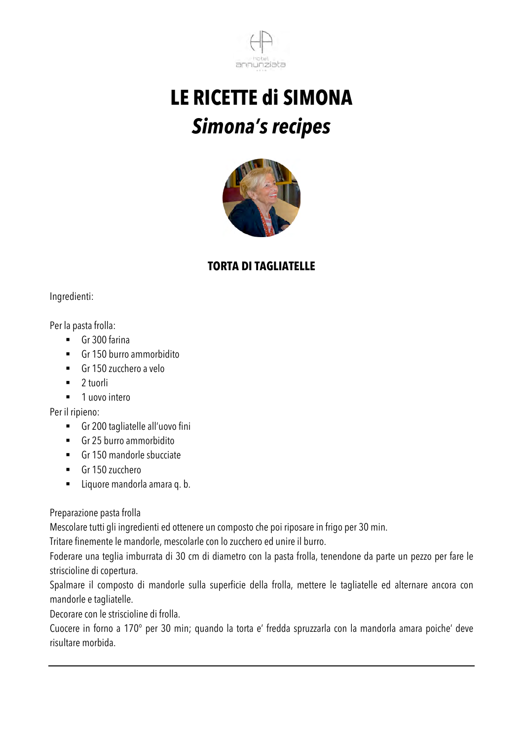# LE RICETTE di SIMONA
## *Simona's recipes*

### TORTA DI TAGLIATELLE

Ingredienti:

Per la pasta frolla:

- Gr 300 farina
- Gr 150 burro ammorbidito
- Gr 150 zucchero a velo
- 2 tuorli
- 1 uovo intero

Per il ripieno:

- Gr 200 tagliatelle all'uovo fini
- Gr 25 burro ammorbidito
- Gr 150 mandorle sbucciate
- Gr 150 zucchero
- Liquore mandorla amara q. b.

Preparazione pasta frolla

Mescolare tutti gli ingredienti ed ottenere un composto che poi riposare in frigo per 30 min.

Tritare finemente le mandorle, mescolarle con lo zucchero ed unire il burro.

Foderare una teglia imburrata di 30 cm di diametro con la pasta frolla, tenendone da parte un pezzo per fare le striscioline di copertura.

Spalmare il composto di mandorle sulla superficie della frolla, mettere le tagliatelle ed alternare ancora con mandorle e tagliatelle.

Decorare con le striscioline di frolla.

Cuocere in forno a 170° per 30 min; quando la torta e' fredda spruzzarla con la mandorla amara poiche' deve risultare morbida.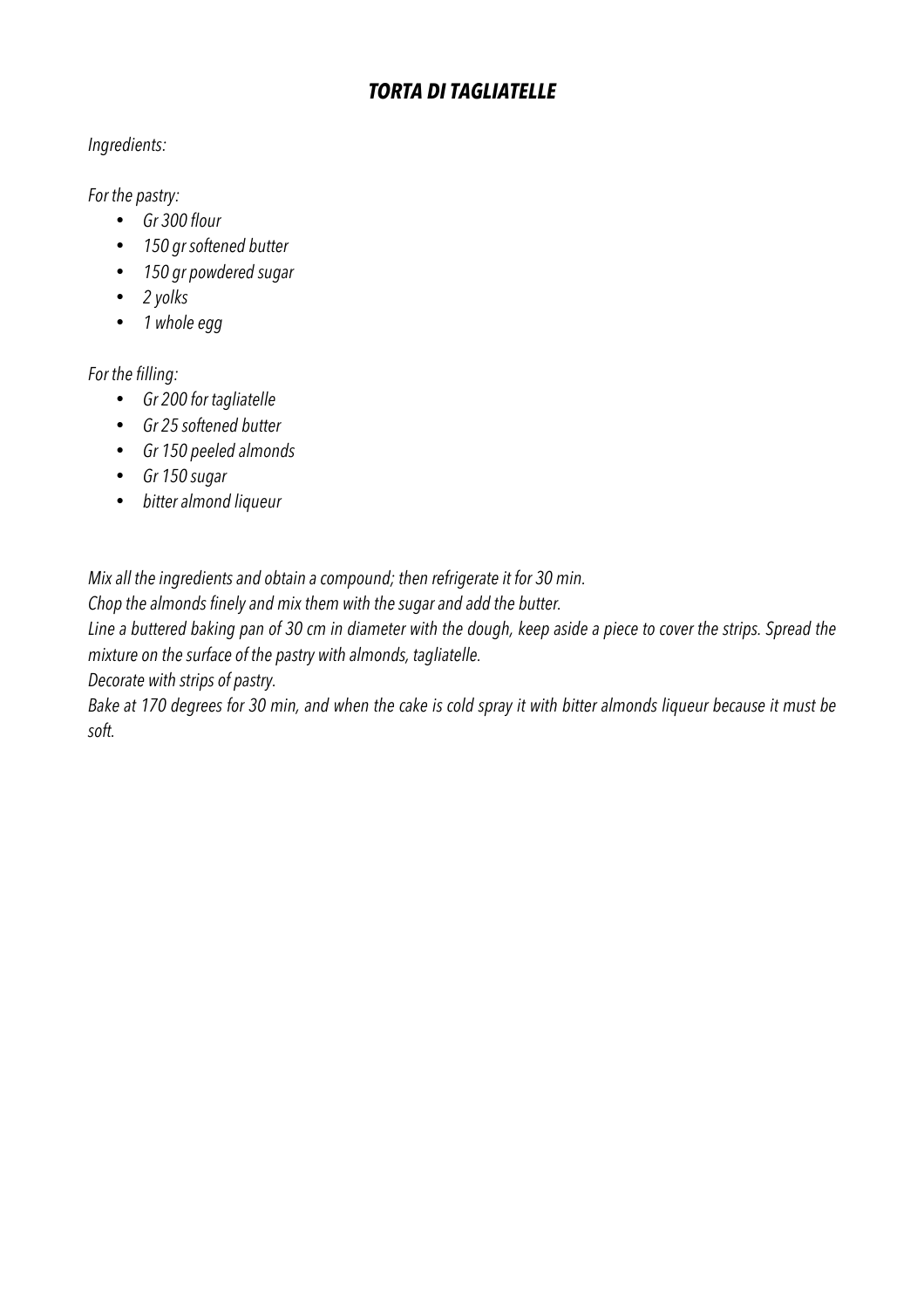# *TORTA DI TAGLIATELLE*

*Ingredients:*

*For the pastry:*

- *Gr 300 flour*
- *150 gr softened butter*
- *150 gr powdered sugar*
- *2 yolks*
- *1 whole egg*

*For the filling:*

- *Gr 200 for tagliatelle*
- *Gr 25 softened butter*
- *Gr 150 peeled almonds*
- *Gr 150 sugar*
- *bitter almond liqueur*

*Mix all the ingredients and obtain a compound; then refrigerate it for 30 min.*
*Chop the almonds finely and mix them with the sugar and add the butter.*
*Line a buttered baking pan of 30 cm in diameter with the dough, keep aside a piece to cover the strips. Spread the mixture on the surface of the pastry with almonds, tagliatelle.*
*Decorate with strips of pastry.*
*Bake at 170 degrees for 30 min, and when the cake is cold spray it with bitter almonds liqueur because it must be soft.*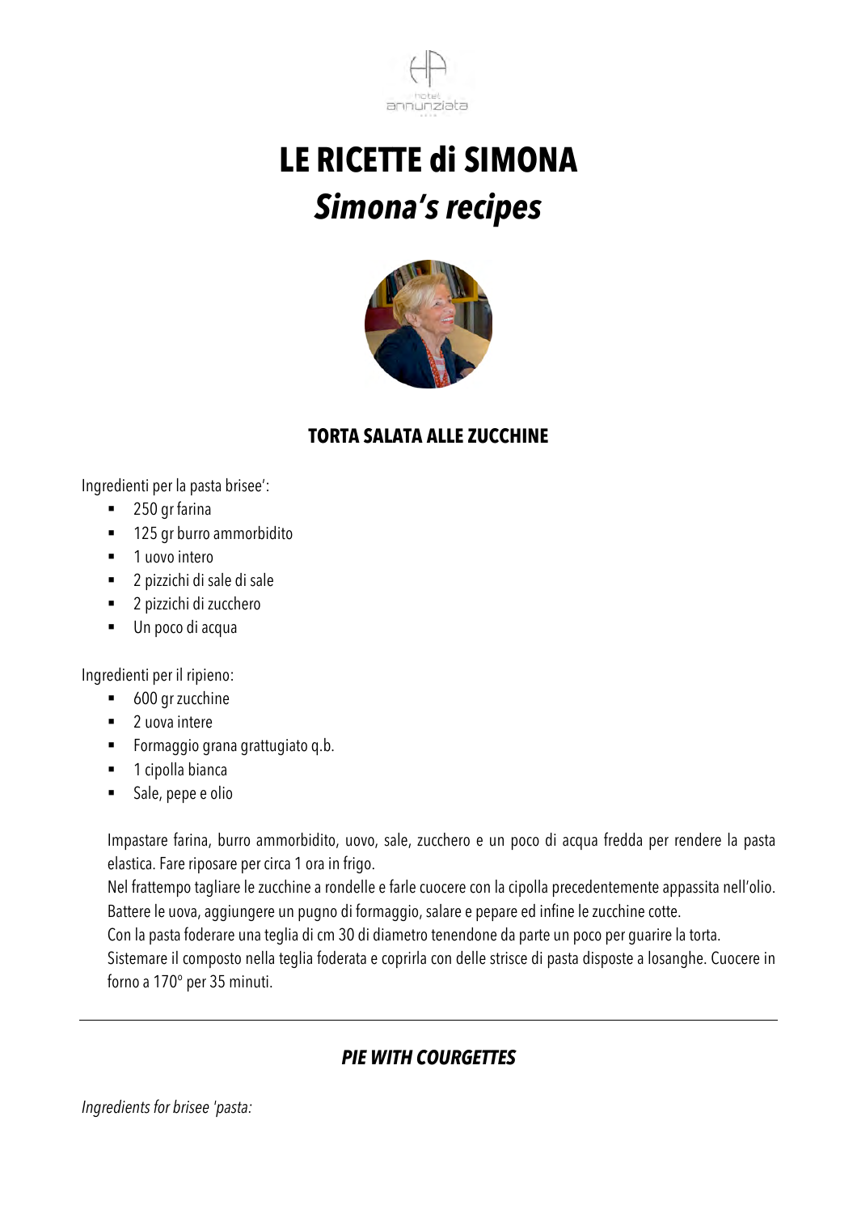# LE RICETTE di SIMONA

## *Simona's recipes*

### TORTA SALATA ALLE ZUCCHINE

Ingredienti per la pasta brisee':

- 250 gr farina
- 125 gr burro ammorbidito
- 1 uovo intero
- 2 pizzichi di sale di sale
- 2 pizzichi di zucchero
- Un poco di acqua

Ingredienti per il ripieno:

- 600 gr zucchine
- 2 uova intere
- Formaggio grana grattugiato q.b.
- 1 cipolla bianca
- Sale, pepe e olio

Impastare farina, burro ammorbidito, uovo, sale, zucchero e un poco di acqua fredda per rendere la pasta elastica. Fare riposare per circa 1 ora in frigo.
Nel frattempo tagliare le zucchine a rondelle e farle cuocere con la cipolla precedentemente appassita nell'olio.
Battere le uova, aggiungere un pugno di formaggio, salare e pepare ed infine le zucchine cotte.
Con la pasta foderare una teglia di cm 30 di diametro tenendone da parte un poco per guarire la torta.
Sistemare il composto nella teglia foderata e coprirla con delle strisce di pasta disposte a losanghe. Cuocere in forno a 170° per 35 minuti.

---

### *PIE WITH COURGETTES*

*Ingredients for brisee 'pasta:*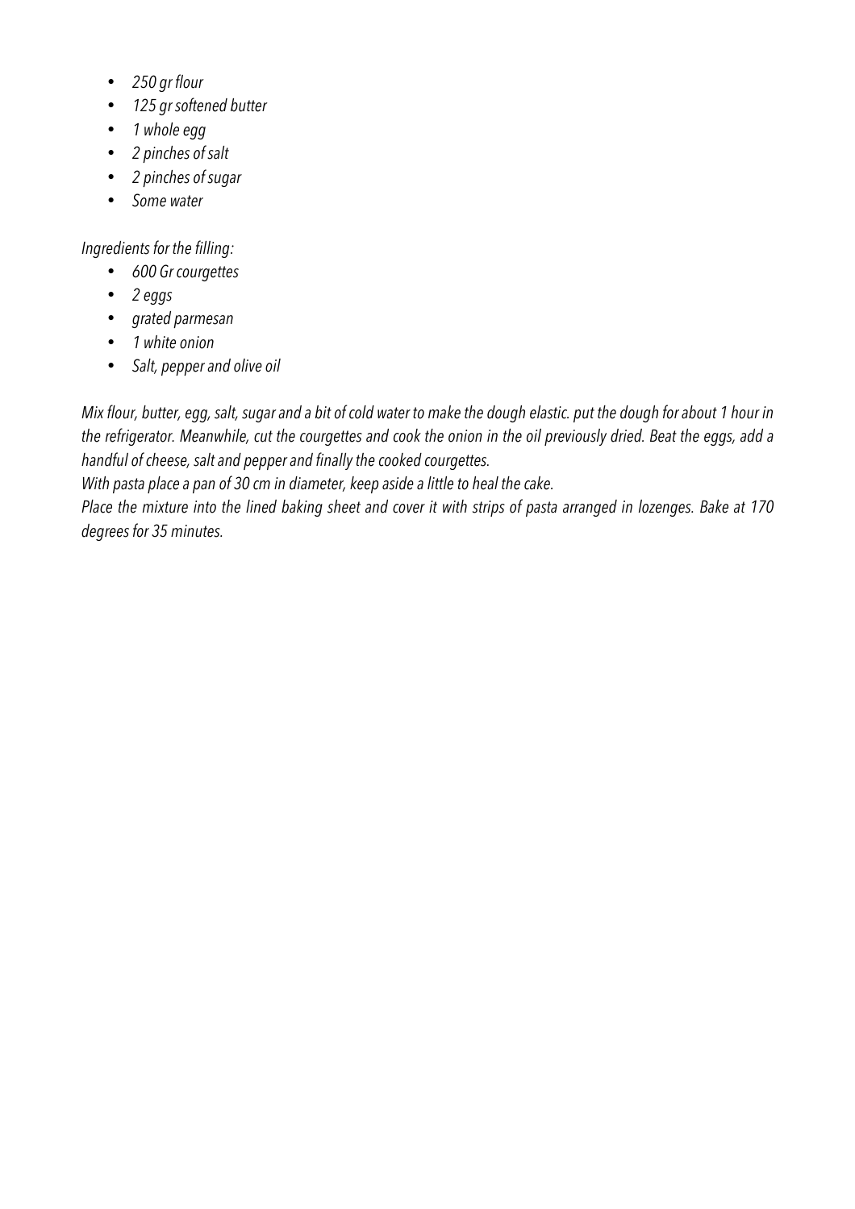- *250 gr flour*
- *125 gr softened butter*
- *1 whole egg*
- *2 pinches of salt*
- *2 pinches of sugar*
- *Some water*

*Ingredients for the filling:*

- *600 Gr courgettes*
- *2 eggs*
- *grated parmesan*
- *1 white onion*
- *Salt, pepper and olive oil*

*Mix flour, butter, egg, salt, sugar and a bit of cold water to make the dough elastic. put the dough for about 1 hour in the refrigerator. Meanwhile, cut the courgettes and cook the onion in the oil previously dried. Beat the eggs, add a handful of cheese, salt and pepper and finally the cooked courgettes.*

*With pasta place a pan of 30 cm in diameter, keep aside a little to heal the cake.*

*Place the mixture into the lined baking sheet and cover it with strips of pasta arranged in lozenges. Bake at 170 degrees for 35 minutes.*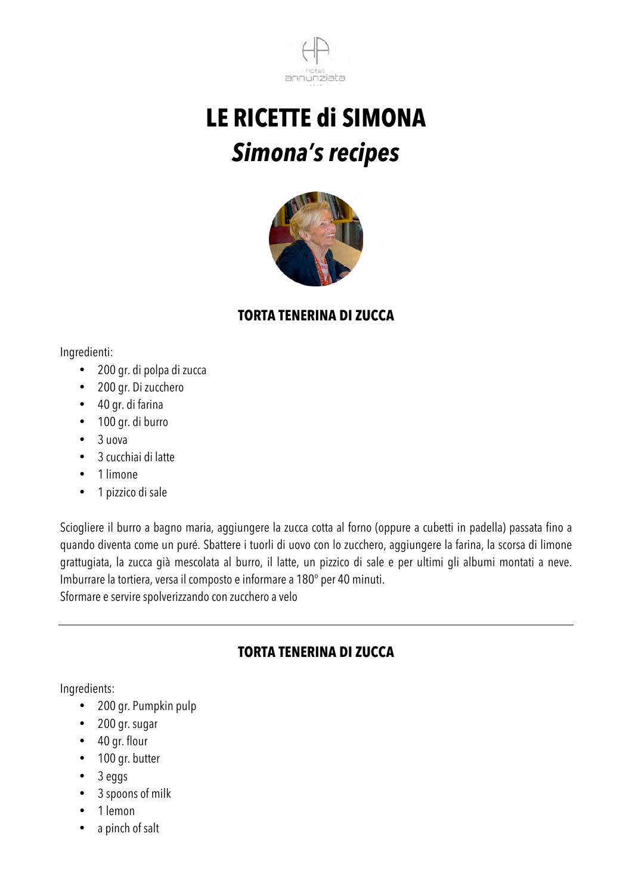# LE RICETTE di SIMONA
## *Simona's recipes*

### TORTA TENERINA DI ZUCCA

Ingredienti:

- 200 gr. di polpa di zucca
- 200 gr. Di zucchero
- 40 gr. di farina
- 100 gr. di burro
- 3 uova
- 3 cucchiai di latte
- 1 limone
- 1 pizzico di sale

Sciogliere il burro a bagno maria, aggiungere la zucca cotta al forno (oppure a cubetti in padella) passata fino a quando diventa come un puré. Sbattere i tuorli di uovo con lo zucchero, aggiungere la farina, la scorsa di limone grattugiata, la zucca già mescolata al burro, il latte, un pizzico di sale e per ultimi gli albumi montati a neve. Imburrare la tortiera, versa il composto e informare a 180° per 40 minuti.
Sformare e servire spolverizzando con zucchero a velo

---

### TORTA TENERINA DI ZUCCA

Ingredients:

- 200 gr. Pumpkin pulp
- 200 gr. sugar
- 40 gr. flour
- 100 gr. butter
- 3 eggs
- 3 spoons of milk
- 1 lemon
- a pinch of salt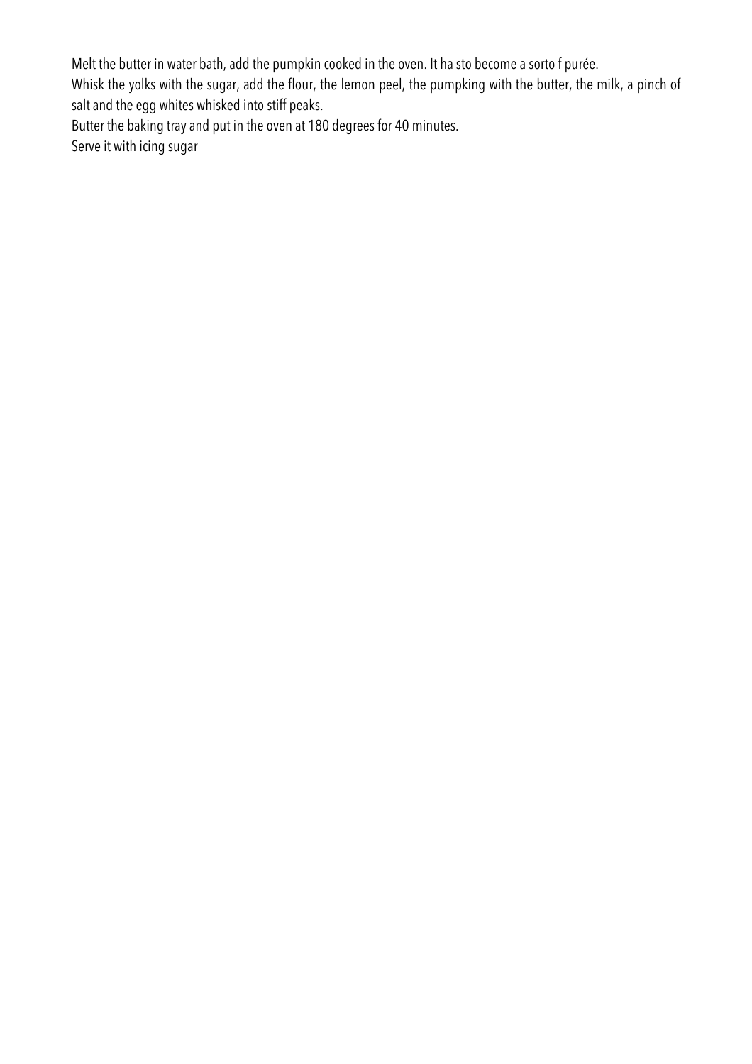Melt the butter in water bath, add the pumpkin cooked in the oven. It ha sto become a sorto f purée.

Whisk the yolks with the sugar, add the flour, the lemon peel, the pumpking with the butter, the milk, a pinch of salt and the egg whites whisked into stiff peaks.

Butter the baking tray and put in the oven at 180 degrees for 40 minutes.

Serve it with icing sugar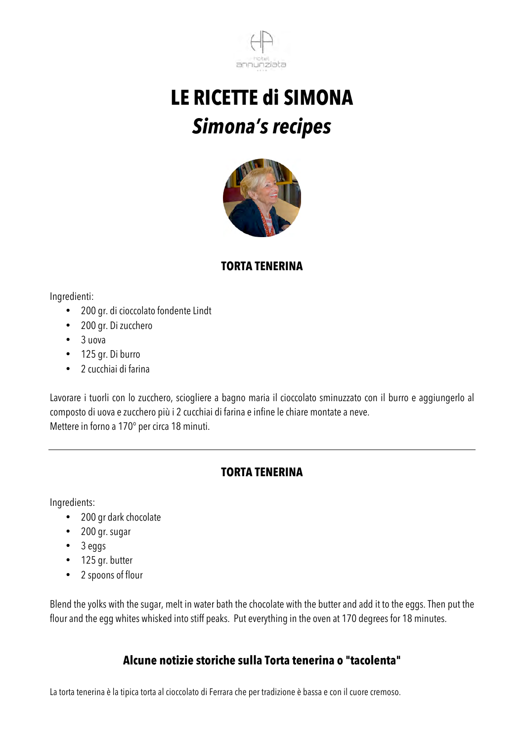# LE RICETTE di SIMONA
## *Simona's recipes*

### TORTA TENERINA

Ingredienti:

- 200 gr. di cioccolato fondente Lindt
- 200 gr. Di zucchero
- 3 uova
- 125 gr. Di burro
- 2 cucchiai di farina

Lavorare i tuorli con lo zucchero, sciogliere a bagno maria il cioccolato sminuzzato con il burro e aggiungerlo al composto di uova e zucchero più i 2 cucchiai di farina e infine le chiare montate a neve.
Mettere in forno a 170° per circa 18 minuti.

---

### TORTA TENERINA

Ingredients:

- 200 gr dark chocolate
- 200 gr. sugar
- 3 eggs
- 125 gr. butter
- 2 spoons of flour

Blend the yolks with the sugar, melt in water bath the chocolate with the butter and add it to the eggs. Then put the flour and the egg whites whisked into stiff peaks. Put everything in the oven at 170 degrees for 18 minutes.

### Alcune notizie storiche sulla Torta tenerina o "tacolenta"

La torta tenerina è la tipica torta al cioccolato di Ferrara che per tradizione è bassa e con il cuore cremoso.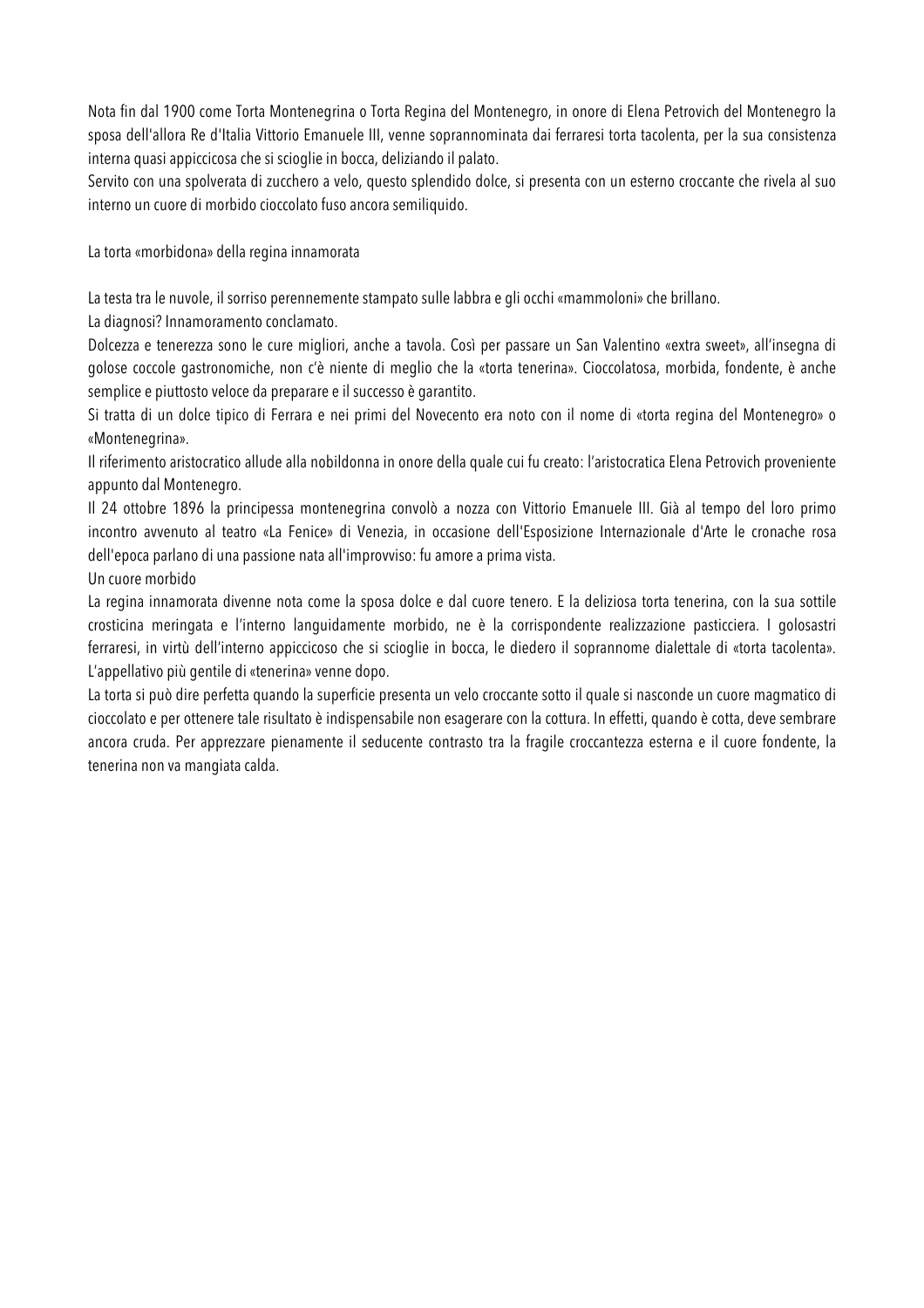Nota fin dal 1900 come Torta Montenegrina o Torta Regina del Montenegro, in onore di Elena Petrovich del Montenegro la sposa dell'allora Re d'Italia Vittorio Emanuele III, venne soprannominata dai ferraresi torta tacolenta, per la sua consistenza interna quasi appiccicosa che si scioglie in bocca, deliziando il palato.

Servito con una spolverata di zucchero a velo, questo splendido dolce, si presenta con un esterno croccante che rivela al suo interno un cuore di morbido cioccolato fuso ancora semiliquido.

## La torta «morbidona» della regina innamorata

La testa tra le nuvole, il sorriso perennemente stampato sulle labbra e gli occhi «mammoloni» che brillano.

La diagnosi? Innamoramento conclamato.

Dolcezza e tenerezza sono le cure migliori, anche a tavola. Così per passare un San Valentino «extra sweet», all'insegna di golose coccole gastronomiche, non c'è niente di meglio che la «torta tenerina». Cioccolatosa, morbida, fondente, è anche semplice e piuttosto veloce da preparare e il successo è garantito.

Si tratta di un dolce tipico di Ferrara e nei primi del Novecento era noto con il nome di «torta regina del Montenegro» o «Montenegrina».

Il riferimento aristocratico allude alla nobildonna in onore della quale cui fu creato: l'aristocratica Elena Petrovich proveniente appunto dal Montenegro.

Il 24 ottobre 1896 la principessa montenegrina convolò a nozza con Vittorio Emanuele III. Già al tempo del loro primo incontro avvenuto al teatro «La Fenice» di Venezia, in occasione dell'Esposizione Internazionale d'Arte le cronache rosa dell'epoca parlano di una passione nata all'improvviso: fu amore a prima vista.

### Un cuore morbido

La regina innamorata divenne nota come la sposa dolce e dal cuore tenero. E la deliziosa torta tenerina, con la sua sottile crosticina meringata e l'interno languidamente morbido, ne è la corrispondente realizzazione pasticciera. I golosastri ferraresi, in virtù dell'interno appiccicoso che si scioglie in bocca, le diedero il soprannome dialettale di «torta tacolenta». L'appellativo più gentile di «tenerina» venne dopo.

La torta si può dire perfetta quando la superficie presenta un velo croccante sotto il quale si nasconde un cuore magmatico di cioccolato e per ottenere tale risultato è indispensabile non esagerare con la cottura. In effetti, quando è cotta, deve sembrare ancora cruda. Per apprezzare pienamente il seducente contrasto tra la fragile croccantezza esterna e il cuore fondente, la tenerina non va mangiata calda.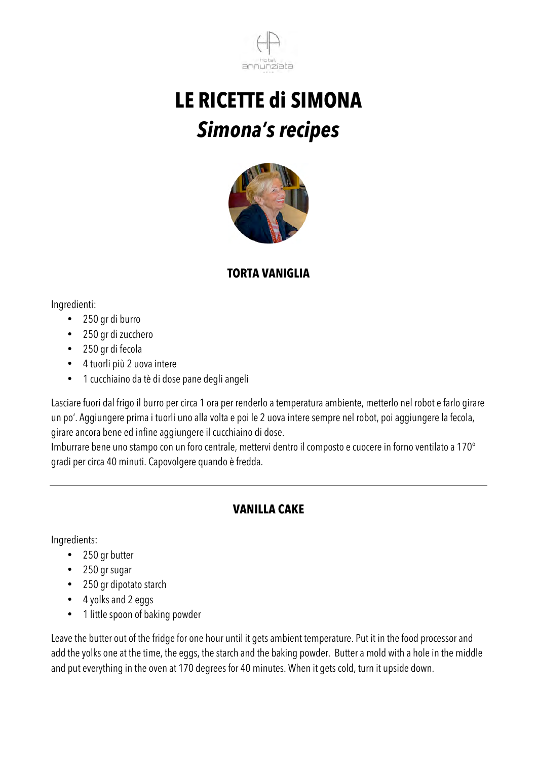# LE RICETTE di SIMONA

## *Simona's recipes*

### TORTA VANIGLIA

Ingredienti:

- 250 gr di burro
- 250 gr di zucchero
- 250 gr di fecola
- 4 tuorli più 2 uova intere
- 1 cucchiaino da tè di dose pane degli angeli

Lasciare fuori dal frigo il burro per circa 1 ora per renderlo a temperatura ambiente, metterlo nel robot e farlo girare un po'. Aggiungere prima i tuorli uno alla volta e poi le 2 uova intere sempre nel robot, poi aggiungere la fecola, girare ancora bene ed infine aggiungere il cucchiaino di dose.
Imburrare bene uno stampo con un foro centrale, mettervi dentro il composto e cuocere in forno ventilato a 170° gradi per circa 40 minuti. Capovolgere quando è fredda.

---

### VANILLA CAKE

Ingredients:

- 250 gr butter
- 250 gr sugar
- 250 gr dipotato starch
- 4 yolks and 2 eggs
- 1 little spoon of baking powder

Leave the butter out of the fridge for one hour until it gets ambient temperature. Put it in the food processor and add the yolks one at the time, the eggs, the starch and the baking powder. Butter a mold with a hole in the middle and put everything in the oven at 170 degrees for 40 minutes. When it gets cold, turn it upside down.